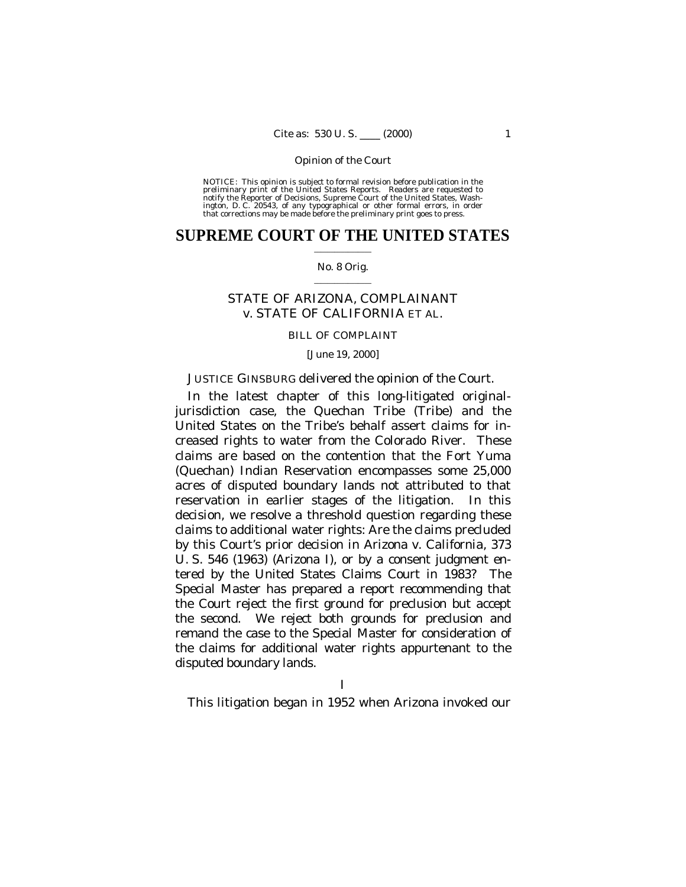NOTICE: This opinion is subject to formal revision before publication in the preliminary print of the United States Reports. Readers are requested to notify the Reporter of Decisions, Supreme Court of the United States, Washington, D. C. 20543, of any typographical or other formal errors, in order that corrections may be made before the preliminary print goes to press.

# SUPREME COURT OF THE UNITED STATES

No. 8 Orig.

## STATE OF ARIZONA, COMPLAINANT v. STATE OF CALIFORNIA ET AL.

BILL OF COMPLAINT

[June 19, 2000]

JUSTICE GINSBURG delivered the opinion of the Court.

In the latest chapter of this long-litigated original-jurisdiction case, the Quechan Tribe (Tribe) and the United States on the Tribe's behalf assert claims for increased rights to water from the Colorado River. These claims are based on the contention that the Fort Yuma (Quechan) Indian Reservation encompasses some 25,000 acres of disputed boundary lands not attributed to that reservation in earlier stages of the litigation. In this decision, we resolve a threshold question regarding these claims to additional water rights: Are the claims precluded by this Court's prior decision in *Arizona* v. *California*, 373 U. S. 546 (1963) (*Arizona I*), or by a consent judgment entered by the United States Claims Court in 1983? The Special Master has prepared a report recommending that the Court reject the first ground for preclusion but accept the second. We reject both grounds for preclusion and remand the case to the Special Master for consideration of the claims for additional water rights appurtenant to the disputed boundary lands.

I

This litigation began in 1952 when Arizona invoked our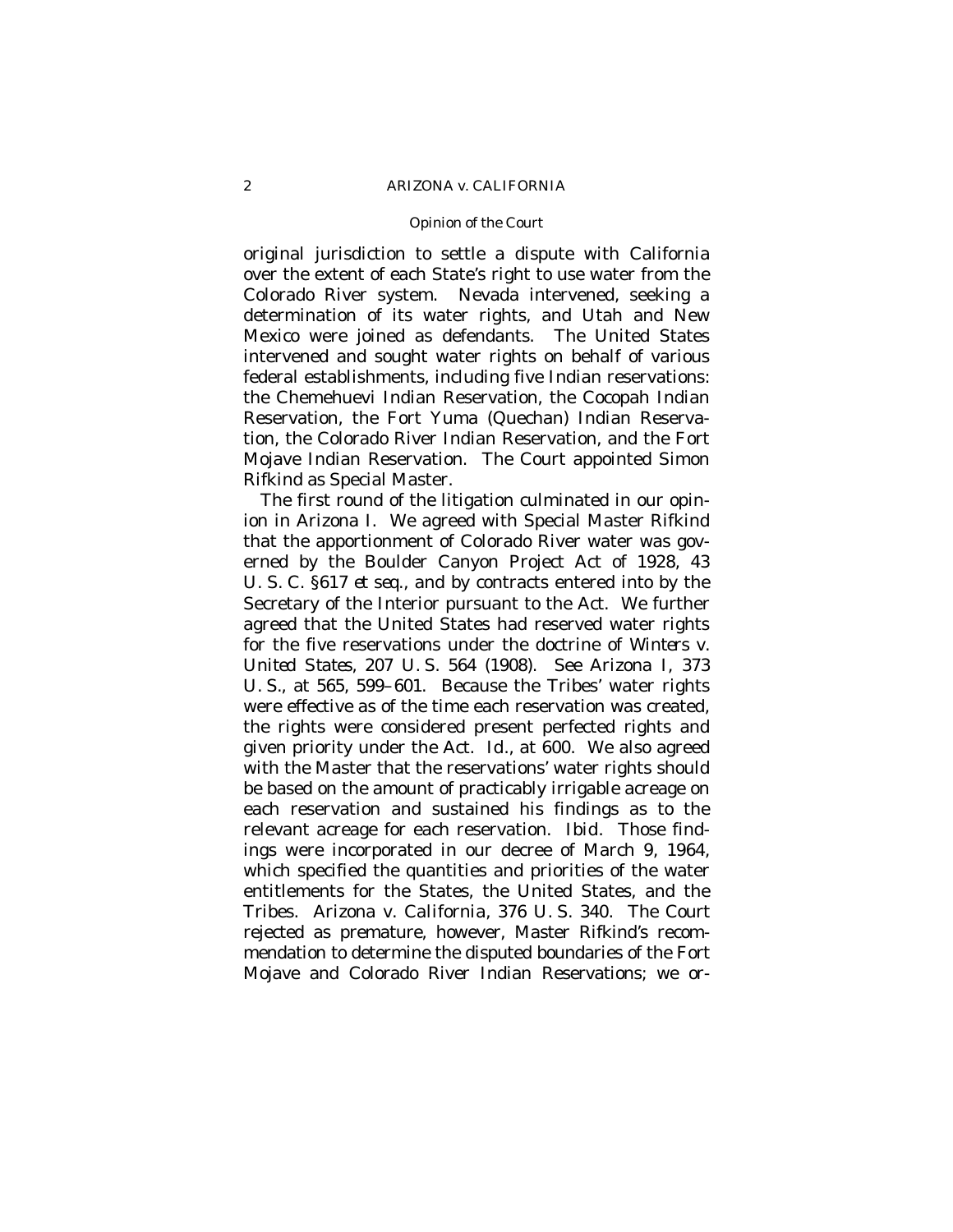original jurisdiction to settle a dispute with California over the extent of each State's right to use water from the Colorado River system. Nevada intervened, seeking a determination of its water rights, and Utah and New Mexico were joined as defendants. The United States intervened and sought water rights on behalf of various federal establishments, including five Indian reservations: the Chemehuevi Indian Reservation, the Cocopah Indian Reservation, the Fort Yuma (Quechan) Indian Reservation, the Colorado River Indian Reservation, and the Fort Mojave Indian Reservation. The Court appointed Simon Rifkind as Special Master.

The first round of the litigation culminated in our opinion in *Arizona I*. We agreed with Special Master Rifkind that the apportionment of Colorado River water was governed by the Boulder Canyon Project Act of 1928, 43 U. S. C. §617 *et seq.*, and by contracts entered into by the Secretary of the Interior pursuant to the Act. We further agreed that the United States had reserved water rights for the five reservations under the doctrine of *Winters* v. *United States*, 207 U. S. 564 (1908). See *Arizona I*, 373 U. S., at 565, 599–601. Because the Tribes' water rights were effective as of the time each reservation was created, the rights were considered present perfected rights and given priority under the Act. *Id.*, at 600. We also agreed with the Master that the reservations' water rights should be based on the amount of practicably irrigable acreage on each reservation and sustained his findings as to the relevant acreage for each reservation. *Ibid.* Those findings were incorporated in our decree of March 9, 1964, which specified the quantities and priorities of the water entitlements for the States, the United States, and the Tribes. *Arizona* v. *California*, 376 U. S. 340. The Court rejected as premature, however, Master Rifkind's recommendation to determine the disputed boundaries of the Fort Mojave and Colorado River Indian Reservations; we or-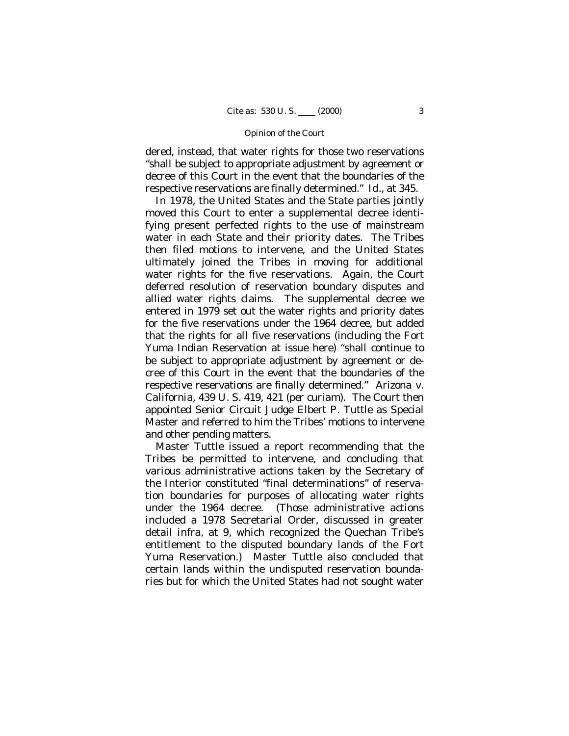dered, instead, that water rights for those two reservations "shall be subject to appropriate adjustment by agreement or decree of this Court in the event that the boundaries of the respective reservations are finally determined." *Id.*, at 345.

In 1978, the United States and the State parties jointly moved this Court to enter a supplemental decree identifying present perfected rights to the use of mainstream water in each State and their priority dates. The Tribes then filed motions to intervene, and the United States ultimately joined the Tribes in moving for additional water rights for the five reservations. Again, the Court deferred resolution of reservation boundary disputes and allied water rights claims. The supplemental decree we entered in 1979 set out the water rights and priority dates for the five reservations under the 1964 decree, but added that the rights for all five reservations (including the Fort Yuma Indian Reservation at issue here) "shall continue to be subject to appropriate adjustment by agreement or decree of this Court in the event that the boundaries of the respective reservations are finally determined." *Arizona* v. *California*, 439 U. S. 419, 421 (*per curiam*). The Court then appointed Senior Circuit Judge Elbert P. Tuttle as Special Master and referred to him the Tribes' motions to intervene and other pending matters.

Master Tuttle issued a report recommending that the Tribes be permitted to intervene, and concluding that various administrative actions taken by the Secretary of the Interior constituted "final determinations" of reservation boundaries for purposes of allocating water rights under the 1964 decree. (Those administrative actions included a 1978 Secretarial Order, discussed in greater detail *infra*, at 9, which recognized the Quechan Tribe's entitlement to the disputed boundary lands of the Fort Yuma Reservation.) Master Tuttle also concluded that certain lands within the undisputed reservation boundaries but for which the United States had not sought water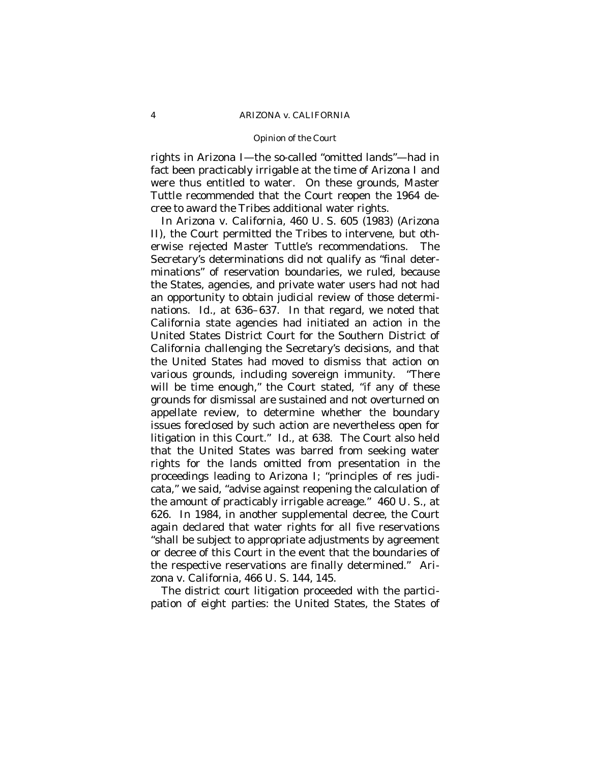rights in Arizona I—the so-called "omitted lands"—had in fact been practicably irrigable at the time of Arizona I and were thus entitled to water. On these grounds, Master Tuttle recommended that the Court reopen the 1964 decree to award the Tribes additional water rights.

In *Arizona* v. *California*, 460 U. S. 605 (1983) (*Arizona II*), the Court permitted the Tribes to intervene, but otherwise rejected Master Tuttle's recommendations. The Secretary's determinations did not qualify as "final determinations" of reservation boundaries, we ruled, because the States, agencies, and private water users had not had an opportunity to obtain judicial review of those determinations. *Id.*, at 636–637. In that regard, we noted that California state agencies had initiated an action in the United States District Court for the Southern District of California challenging the Secretary's decisions, and that the United States had moved to dismiss that action on various grounds, including sovereign immunity. "There will be time enough," the Court stated, "if any of these grounds for dismissal are sustained and not overturned on appellate review, to determine whether the boundary issues foreclosed by such action are nevertheless open for litigation in this Court." *Id.*, at 638. The Court also held that the United States was barred from seeking water rights for the lands omitted from presentation in the proceedings leading to *Arizona I*; "principles of res judicata," we said, "advise against reopening the calculation of the amount of practicably irrigable acreage." 460 U. S., at 626. In 1984, in another supplemental decree, the Court again declared that water rights for all five reservations "shall be subject to appropriate adjustments by agreement or decree of this Court in the event that the boundaries of the respective reservations are finally determined." *Arizona* v. *California*, 466 U. S. 144, 145.

The district court litigation proceeded with the participation of eight parties: the United States, the States of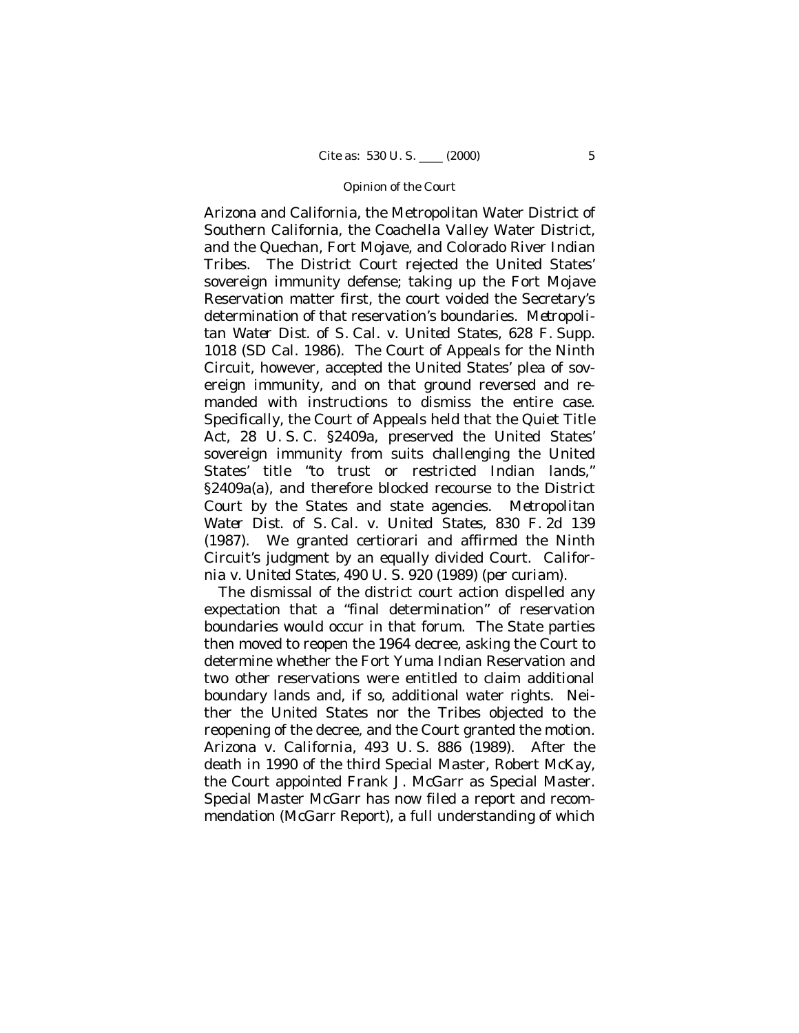Arizona and California, the Metropolitan Water District of Southern California, the Coachella Valley Water District, and the Quechan, Fort Mojave, and Colorado River Indian Tribes. The District Court rejected the United States' sovereign immunity defense; taking up the Fort Mojave Reservation matter first, the court voided the Secretary's determination of that reservation's boundaries. *Metropolitan Water Dist. of S. Cal.* v. *United States*, 628 F. Supp. 1018 (SD Cal. 1986). The Court of Appeals for the Ninth Circuit, however, accepted the United States' plea of sovereign immunity, and on that ground reversed and remanded with instructions to dismiss the entire case. Specifically, the Court of Appeals held that the Quiet Title Act, 28 U. S. C. §2409a, preserved the United States' sovereign immunity from suits challenging the United States' title "to trust or restricted Indian lands," §2409a(a), and therefore blocked recourse to the District Court by the States and state agencies. *Metropolitan Water Dist. of S. Cal.* v. *United States*, 830 F. 2d 139 (1987). We granted certiorari and affirmed the Ninth Circuit's judgment by an equally divided Court. *California* v. *United States*, 490 U. S. 920 (1989) (*per curiam*).

The dismissal of the district court action dispelled any expectation that a "final determination" of reservation boundaries would occur in that forum. The State parties then moved to reopen the 1964 decree, asking the Court to determine whether the Fort Yuma Indian Reservation and two other reservations were entitled to claim additional boundary lands and, if so, additional water rights. Neither the United States nor the Tribes objected to the reopening of the decree, and the Court granted the motion. *Arizona* v. *California*, 493 U. S. 886 (1989). After the death in 1990 of the third Special Master, Robert McKay, the Court appointed Frank J. McGarr as Special Master. Special Master McGarr has now filed a report and recommendation (McGarr Report), a full understanding of which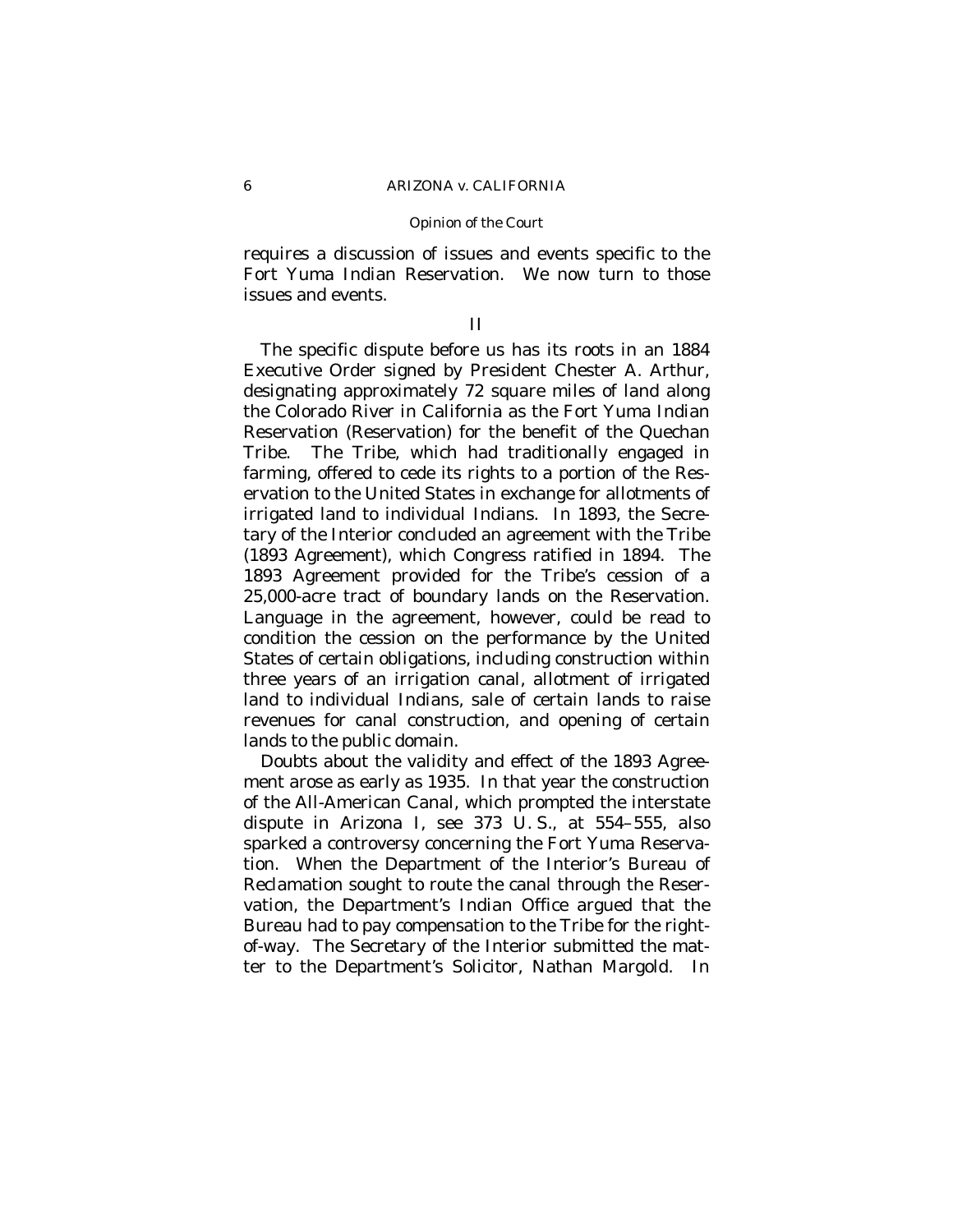requires a discussion of issues and events specific to the Fort Yuma Indian Reservation. We now turn to those issues and events.

## II

The specific dispute before us has its roots in an 1884 Executive Order signed by President Chester A. Arthur, designating approximately 72 square miles of land along the Colorado River in California as the Fort Yuma Indian Reservation (Reservation) for the benefit of the Quechan Tribe. The Tribe, which had traditionally engaged in farming, offered to cede its rights to a portion of the Reservation to the United States in exchange for allotments of irrigated land to individual Indians. In 1893, the Secretary of the Interior concluded an agreement with the Tribe (1893 Agreement), which Congress ratified in 1894. The 1893 Agreement provided for the Tribe's cession of a 25,000-acre tract of boundary lands on the Reservation. Language in the agreement, however, could be read to condition the cession on the performance by the United States of certain obligations, including construction within three years of an irrigation canal, allotment of irrigated land to individual Indians, sale of certain lands to raise revenues for canal construction, and opening of certain lands to the public domain.

Doubts about the validity and effect of the 1893 Agreement arose as early as 1935. In that year the construction of the All-American Canal, which prompted the interstate dispute in *Arizona I*, see 373 U. S., at 554–555, also sparked a controversy concerning the Fort Yuma Reservation. When the Department of the Interior's Bureau of Reclamation sought to route the canal through the Reservation, the Department's Indian Office argued that the Bureau had to pay compensation to the Tribe for the right-of-way. The Secretary of the Interior submitted the matter to the Department's Solicitor, Nathan Margold. In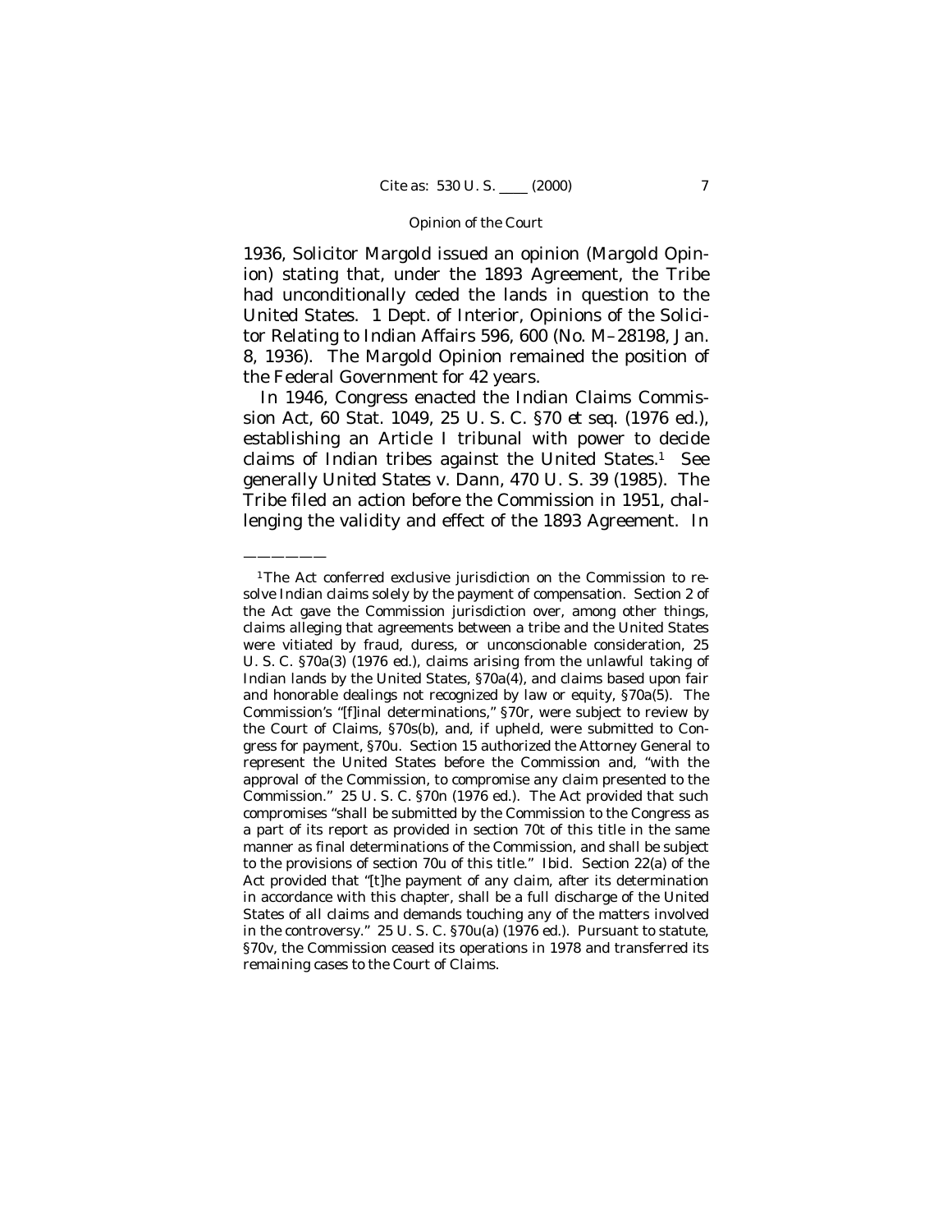1936, Solicitor Margold issued an opinion (Margold Opinion) stating that, under the 1893 Agreement, the Tribe had unconditionally ceded the lands in question to the United States. 1 Dept. of Interior, Opinions of the Solicitor Relating to Indian Affairs 596, 600 (No. M–28198, Jan. 8, 1936). The Margold Opinion remained the position of the Federal Government for 42 years.

In 1946, Congress enacted the Indian Claims Commission Act, 60 Stat. 1049, 25 U. S. C. §70 *et seq.* (1976 ed.), establishing an Article I tribunal with power to decide claims of Indian tribes against the United States.[1] See generally *United States* v. *Dann*, 470 U. S. 39 (1985). The Tribe filed an action before the Commission in 1951, challenging the validity and effect of the 1893 Agreement. In

---

[1] The Act conferred exclusive jurisdiction on the Commission to resolve Indian claims solely by the payment of compensation. Section 2 of the Act gave the Commission jurisdiction over, among other things, claims alleging that agreements between a tribe and the United States were vitiated by fraud, duress, or unconscionable consideration, 25 U. S. C. §70a(3) (1976 ed.), claims arising from the unlawful taking of Indian lands by the United States, §70a(4), and claims based upon fair and honorable dealings not recognized by law or equity, §70a(5). The Commission's "[f]inal determinations," §70r, were subject to review by the Court of Claims, §70s(b), and, if upheld, were submitted to Congress for payment, §70u. Section 15 authorized the Attorney General to represent the United States before the Commission and, "with the approval of the Commission, to compromise any claim presented to the Commission." 25 U. S. C. §70n (1976 ed.). The Act provided that such compromises "shall be submitted by the Commission to the Congress as a part of its report as provided in section 70t of this title in the same manner as final determinations of the Commission, and shall be subject to the provisions of section 70u of this title." *Ibid.* Section 22(a) of the Act provided that "[t]he payment of any claim, after its determination in accordance with this chapter, shall be a full discharge of the United States of all claims and demands touching any of the matters involved in the controversy." 25 U. S. C. §70u(a) (1976 ed.). Pursuant to statute, §70v, the Commission ceased its operations in 1978 and transferred its remaining cases to the Court of Claims.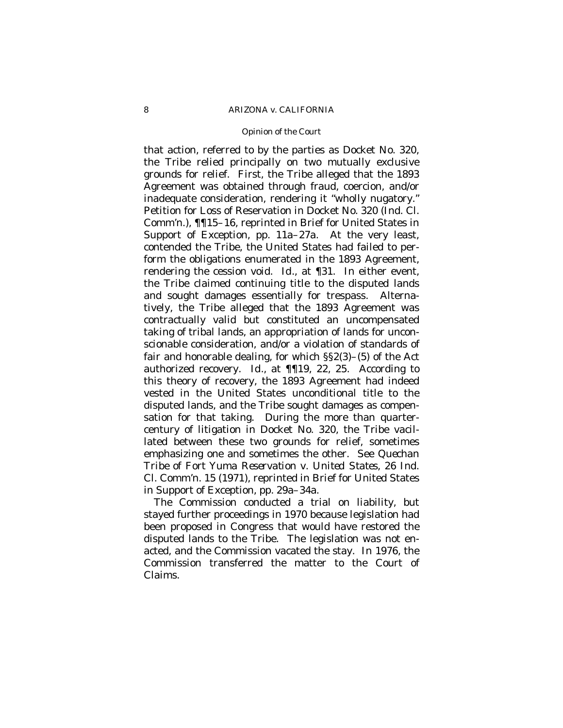that action, referred to by the parties as Docket No. 320, the Tribe relied principally on two mutually exclusive grounds for relief. First, the Tribe alleged that the 1893 Agreement was obtained through fraud, coercion, and/or inadequate consideration, rendering it "wholly nugatory." Petition for Loss of Reservation in Docket No. 320 (Ind. Cl. Comm'n.), ¶¶15–16, reprinted in Brief for United States in Support of Exception, pp. 11a–27a. At the very least, contended the Tribe, the United States had failed to perform the obligations enumerated in the 1893 Agreement, rendering the cession void. *Id.*, at ¶31. In either event, the Tribe claimed continuing title to the disputed lands and sought damages essentially for trespass. Alternatively, the Tribe alleged that the 1893 Agreement was contractually valid but constituted an uncompensated taking of tribal lands, an appropriation of lands for unconscionable consideration, and/or a violation of standards of fair and honorable dealing, for which §§2(3)–(5) of the Act authorized recovery. *Id.*, at ¶¶19, 22, 25. According to this theory of recovery, the 1893 Agreement had indeed vested in the United States unconditional title to the disputed lands, and the Tribe sought damages as compensation for that taking. During the more than quarter-century of litigation in Docket No. 320, the Tribe vacillated between these two grounds for relief, sometimes emphasizing one and sometimes the other. See *Quechan Tribe of Fort Yuma Reservation* v. *United States*, 26 Ind. Cl. Comm'n. 15 (1971), reprinted in Brief for United States in Support of Exception, pp. 29a–34a.

The Commission conducted a trial on liability, but stayed further proceedings in 1970 because legislation had been proposed in Congress that would have restored the disputed lands to the Tribe. The legislation was not enacted, and the Commission vacated the stay. In 1976, the Commission transferred the matter to the Court of Claims.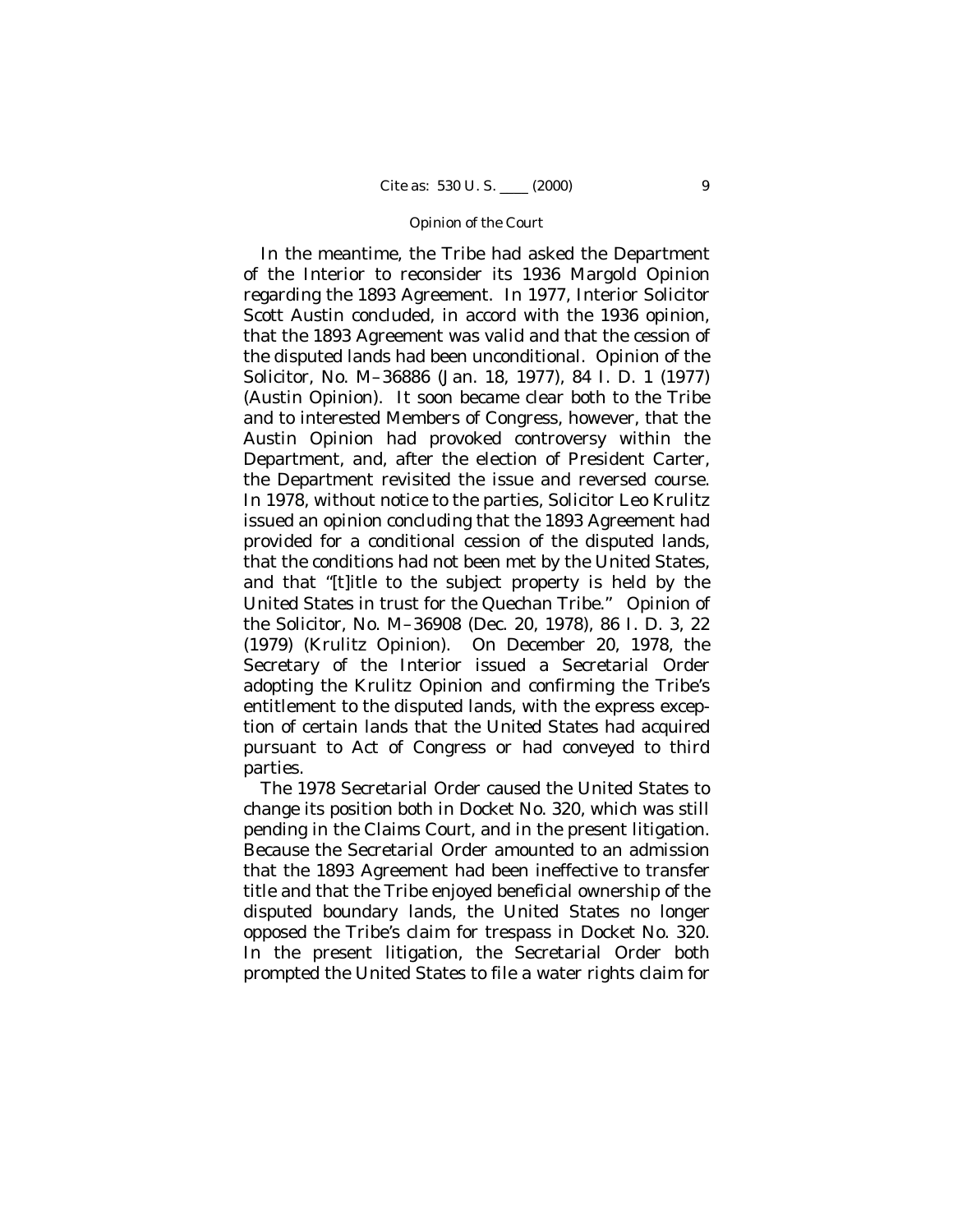In the meantime, the Tribe had asked the Department of the Interior to reconsider its 1936 Margold Opinion regarding the 1893 Agreement. In 1977, Interior Solicitor Scott Austin concluded, in accord with the 1936 opinion, that the 1893 Agreement was valid and that the cession of the disputed lands had been unconditional. Opinion of the Solicitor, No. M–36886 (Jan. 18, 1977), 84 I. D. 1 (1977) (Austin Opinion). It soon became clear both to the Tribe and to interested Members of Congress, however, that the Austin Opinion had provoked controversy within the Department, and, after the election of President Carter, the Department revisited the issue and reversed course. In 1978, without notice to the parties, Solicitor Leo Krulitz issued an opinion concluding that the 1893 Agreement had provided for a conditional cession of the disputed lands, that the conditions had not been met by the United States, and that "[t]itle to the subject property is held by the United States in trust for the Quechan Tribe." Opinion of the Solicitor, No. M–36908 (Dec. 20, 1978), 86 I. D. 3, 22 (1979) (Krulitz Opinion). On December 20, 1978, the Secretary of the Interior issued a Secretarial Order adopting the Krulitz Opinion and confirming the Tribe's entitlement to the disputed lands, with the express exception of certain lands that the United States had acquired pursuant to Act of Congress or had conveyed to third parties.

The 1978 Secretarial Order caused the United States to change its position both in Docket No. 320, which was still pending in the Claims Court, and in the present litigation. Because the Secretarial Order amounted to an admission that the 1893 Agreement had been ineffective to transfer title and that the Tribe enjoyed beneficial ownership of the disputed boundary lands, the United States no longer opposed the Tribe's claim for trespass in Docket No. 320. In the present litigation, the Secretarial Order both prompted the United States to file a water rights claim for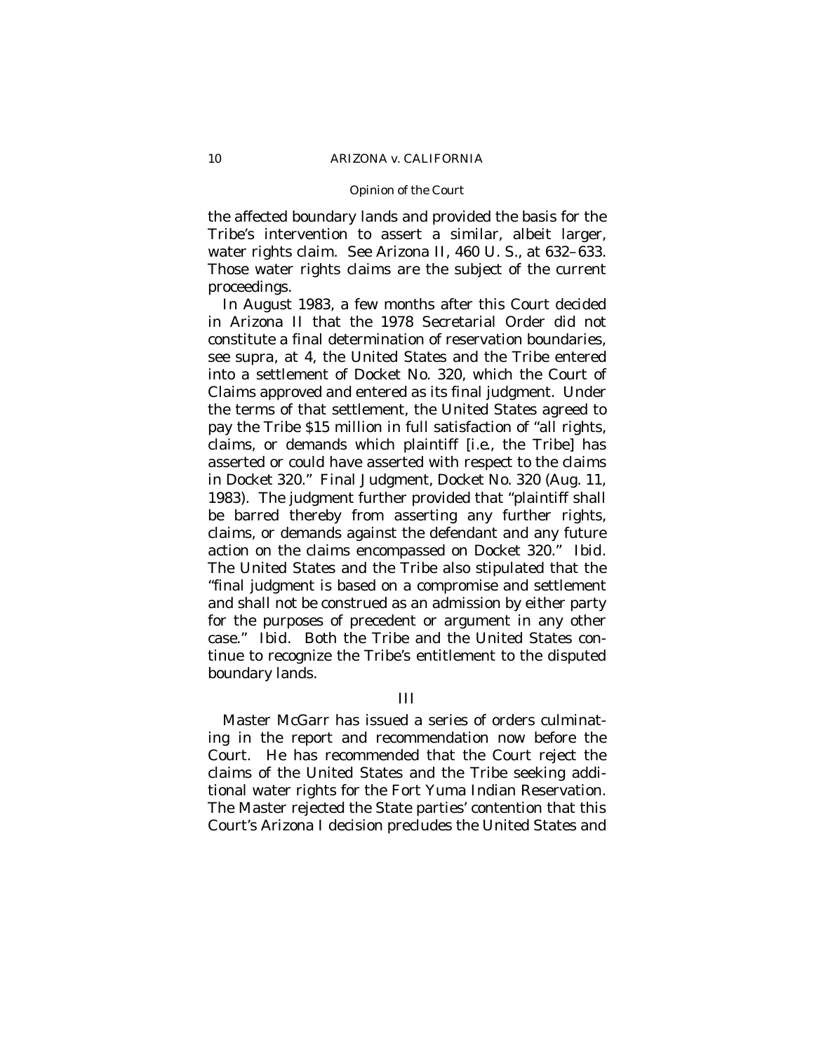the affected boundary lands and provided the basis for the Tribe's intervention to assert a similar, albeit larger, water rights claim. See *Arizona II*, 460 U. S., at 632–633. Those water rights claims are the subject of the current proceedings.

In August 1983, a few months after this Court decided in *Arizona II* that the 1978 Secretarial Order did not constitute a final determination of reservation boundaries, see *supra*, at 4, the United States and the Tribe entered into a settlement of Docket No. 320, which the Court of Claims approved and entered as its final judgment. Under the terms of that settlement, the United States agreed to pay the Tribe $15 million in full satisfaction of "all rights, claims, or demands which plaintiff [*i.e.*, the Tribe] has asserted or could have asserted with respect to the claims in Docket 320." Final Judgment, Docket No. 320 (Aug. 11, 1983). The judgment further provided that "plaintiff shall be barred thereby from asserting any further rights, claims, or demands against the defendant and any future action on the claims encompassed on Docket 320." *Ibid.* The United States and the Tribe also stipulated that the "final judgment is based on a compromise and settlement and shall not be construed as an admission by either party for the purposes of precedent or argument in any other case." *Ibid.* Both the Tribe and the United States continue to recognize the Tribe's entitlement to the disputed boundary lands.

## III

Master McGarr has issued a series of orders culminating in the report and recommendation now before the Court. He has recommended that the Court reject the claims of the United States and the Tribe seeking additional water rights for the Fort Yuma Indian Reservation. The Master rejected the State parties' contention that this Court's *Arizona I* decision precludes the United States and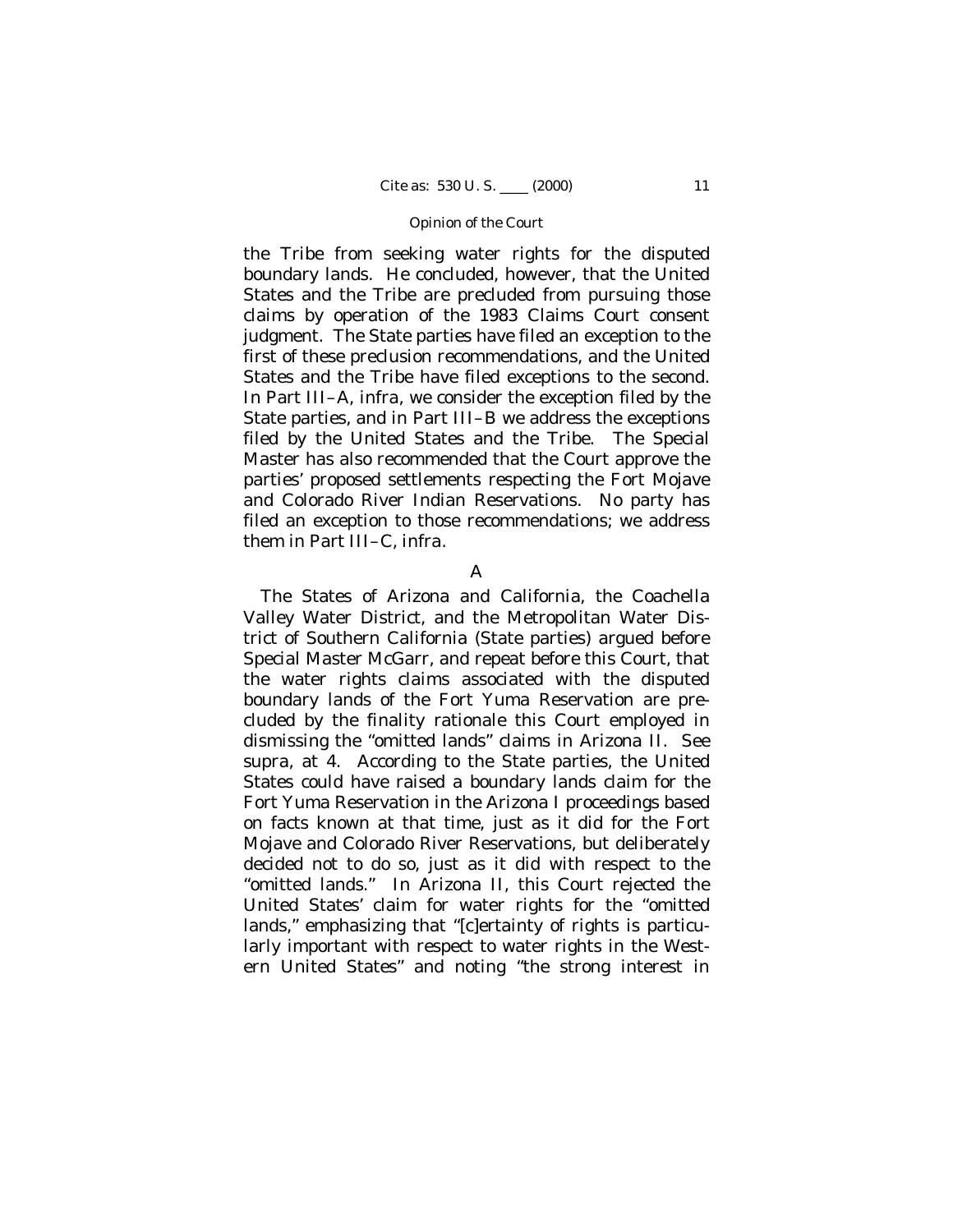the Tribe from seeking water rights for the disputed boundary lands. He concluded, however, that the United States and the Tribe are precluded from pursuing those claims by operation of the 1983 Claims Court consent judgment. The State parties have filed an exception to the first of these preclusion recommendations, and the United States and the Tribe have filed exceptions to the second. In Part III–A, *infra*, we consider the exception filed by the State parties, and in Part III–B we address the exceptions filed by the United States and the Tribe. The Special Master has also recommended that the Court approve the parties' proposed settlements respecting the Fort Mojave and Colorado River Indian Reservations. No party has filed an exception to those recommendations; we address them in Part III–C, *infra*.

### A

The States of Arizona and California, the Coachella Valley Water District, and the Metropolitan Water District of Southern California (State parties) argued before Special Master McGarr, and repeat before this Court, that the water rights claims associated with the disputed boundary lands of the Fort Yuma Reservation are precluded by the finality rationale this Court employed in dismissing the "omitted lands" claims in *Arizona II*. See *supra*, at 4. According to the State parties, the United States could have raised a boundary lands claim for the Fort Yuma Reservation in the *Arizona I* proceedings based on facts known at that time, just as it did for the Fort Mojave and Colorado River Reservations, but deliberately decided not to do so, just as it did with respect to the "omitted lands." In *Arizona II*, this Court rejected the United States' claim for water rights for the "omitted lands," emphasizing that "[c]ertainty of rights is particularly important with respect to water rights in the Western United States" and noting "the strong interest in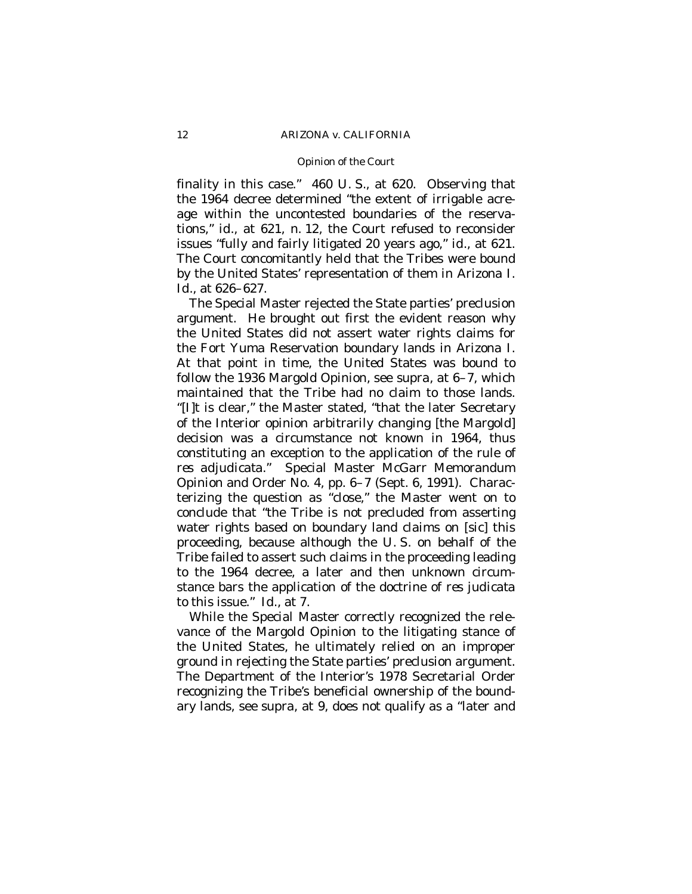finality in this case." 460 U. S., at 620. Observing that the 1964 decree determined "the extent of irrigable acreage within the uncontested boundaries of the reservations," *id.*, at 621, n. 12, the Court refused to reconsider issues "fully and fairly litigated 20 years ago," *id.*, at 621. The Court concomitantly held that the Tribes were bound by the United States' representation of them in *Arizona I*. *Id.*, at 626–627.

The Special Master rejected the State parties' preclusion argument. He brought out first the evident reason why the United States did not assert water rights claims for the Fort Yuma Reservation boundary lands in *Arizona I*. At that point in time, the United States was bound to follow the 1936 Margold Opinion, see *supra*, at 6–7, which maintained that the Tribe had no claim to those lands. "[I]t is clear," the Master stated, "that the later Secretary of the Interior opinion arbitrarily changing [the Margold] decision was a circumstance not known in 1964, thus constituting an exception to the application of the rule of res adjudicata." Special Master McGarr Memorandum Opinion and Order No. 4, pp. 6–7 (Sept. 6, 1991). Characterizing the question as "close," the Master went on to conclude that "the Tribe is not precluded from asserting water rights based on boundary land claims on [sic] this proceeding, because although the U. S. on behalf of the Tribe failed to assert such claims in the proceeding leading to the 1964 decree, a later and then unknown circumstance bars the application of the doctrine of res judicata to this issue." *Id.*, at 7.

While the Special Master correctly recognized the relevance of the Margold Opinion to the litigating stance of the United States, he ultimately relied on an improper ground in rejecting the State parties' preclusion argument. The Department of the Interior's 1978 Secretarial Order recognizing the Tribe's beneficial ownership of the boundary lands, see *supra*, at 9, does not qualify as a "later and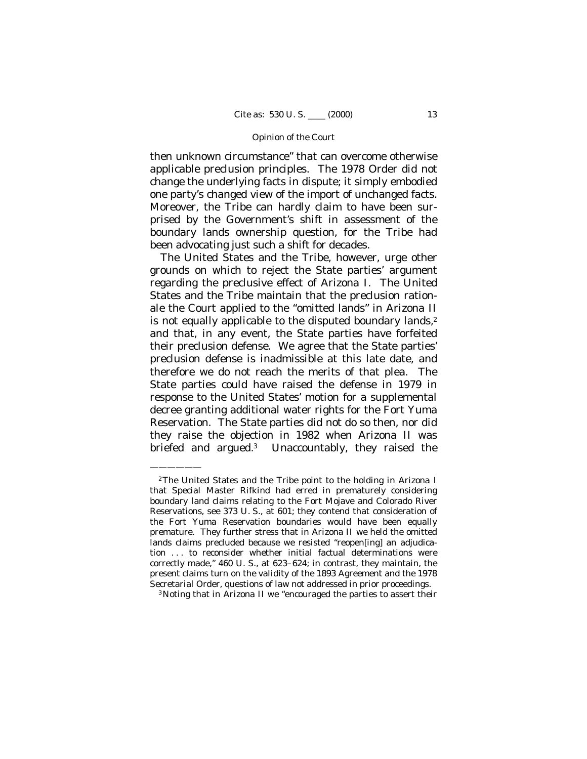then unknown circumstance" that can overcome otherwise applicable preclusion principles. The 1978 Order did not change the underlying facts in dispute; it simply embodied one party's changed view of the import of unchanged facts. Moreover, the Tribe can hardly claim to have been surprised by the Government's shift in assessment of the boundary lands ownership question, for the Tribe had been advocating just such a shift for decades.

The United States and the Tribe, however, urge other grounds on which to reject the State parties' argument regarding the preclusive effect of *Arizona I*. The United States and the Tribe maintain that the preclusion rationale the Court applied to the "omitted lands" in *Arizona II* is not equally applicable to the disputed boundary lands,[2] and that, in any event, the State parties have forfeited their preclusion defense. We agree that the State parties' preclusion defense is inadmissible at this late date, and therefore we do not reach the merits of that plea. The State parties could have raised the defense in 1979 in response to the United States' motion for a supplemental decree granting additional water rights for the Fort Yuma Reservation. The State parties did not do so then, nor did they raise the objection in 1982 when *Arizona II* was briefed and argued.[3] Unaccountably, they raised the

---

[2] The United States and the Tribe point to the holding in *Arizona I* that Special Master Rifkind had erred in prematurely considering boundary land claims relating to the Fort Mojave and Colorado River Reservations, see 373 U. S., at 601; they contend that consideration of the Fort Yuma Reservation boundaries would have been equally premature. They further stress that in *Arizona II* we held the omitted lands claims precluded because we resisted "reopen[ing] an adjudication . . . to reconsider whether initial factual determinations were correctly made," 460 U. S., at 623–624; in contrast, they maintain, the present claims turn on the validity of the 1893 Agreement and the 1978 Secretarial Order, questions of law not addressed in prior proceedings.

[3] Noting that in *Arizona II* we "encouraged the parties to assert their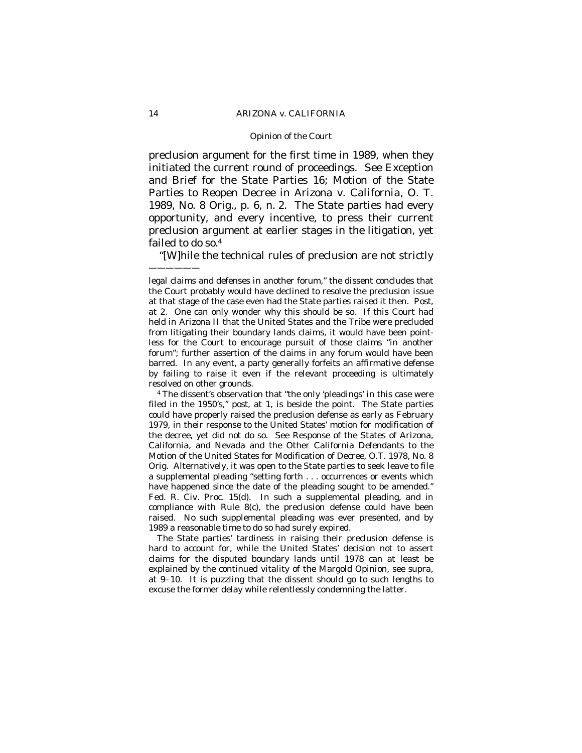preclusion argument for the first time in 1989, when they initiated the current round of proceedings. See Exception and Brief for the State Parties 16; Motion of the State Parties to Reopen Decree in Arizona v. California, O. T. 1989, No. 8 Orig., p. 6, n. 2. The State parties had every opportunity, and every incentive, to press their current preclusion argument at earlier stages in the litigation, yet failed to do so.[4]

"[W]hile the technical rules of preclusion are not strictly

———————

legal claims and defenses in another forum," the dissent concludes that the Court probably would have declined to resolve the preclusion issue at that stage of the case even had the State parties raised it then. *Post*, at 2. One can only wonder why this should be so. If this Court had held in *Arizona II* that the United States and the Tribe were precluded from litigating their boundary lands claims, it would have been pointless for the Court to encourage pursuit of those claims "in another forum"; further assertion of the claims in any forum would have been barred. In any event, a party generally forfeits an affirmative defense by failing to raise it even if the relevant proceeding is ultimately resolved on other grounds.

[4] The dissent's observation that "the only 'pleadings' in this case were filed in the 1950's," *post*, at 1, is beside the point. The State parties could have properly raised the preclusion defense as early as February 1979, in their response to the United States' motion for modification of the decree, yet did not do so. See Response of the States of Arizona, California, and Nevada and the Other California Defendants to the Motion of the United States for Modification of Decree, O.T. 1978, No. 8 Orig. Alternatively, it was open to the State parties to seek leave to file a supplemental pleading "setting forth . . . occurrences or events which have happened since the date of the pleading sought to be amended." Fed. R. Civ. Proc. 15(d). In such a supplemental pleading, and in compliance with Rule 8(c), the preclusion defense could have been raised. No such supplemental pleading was ever presented, and by 1989 a reasonable time to do so had surely expired.

The State parties' tardiness in raising their preclusion defense is hard to account for, while the United States' decision not to assert claims for the disputed boundary lands until 1978 can at least be explained by the continued vitality of the Margold Opinion, see *supra*, at 9–10. It is puzzling that the dissent should go to such lengths to excuse the former delay while relentlessly condemning the latter.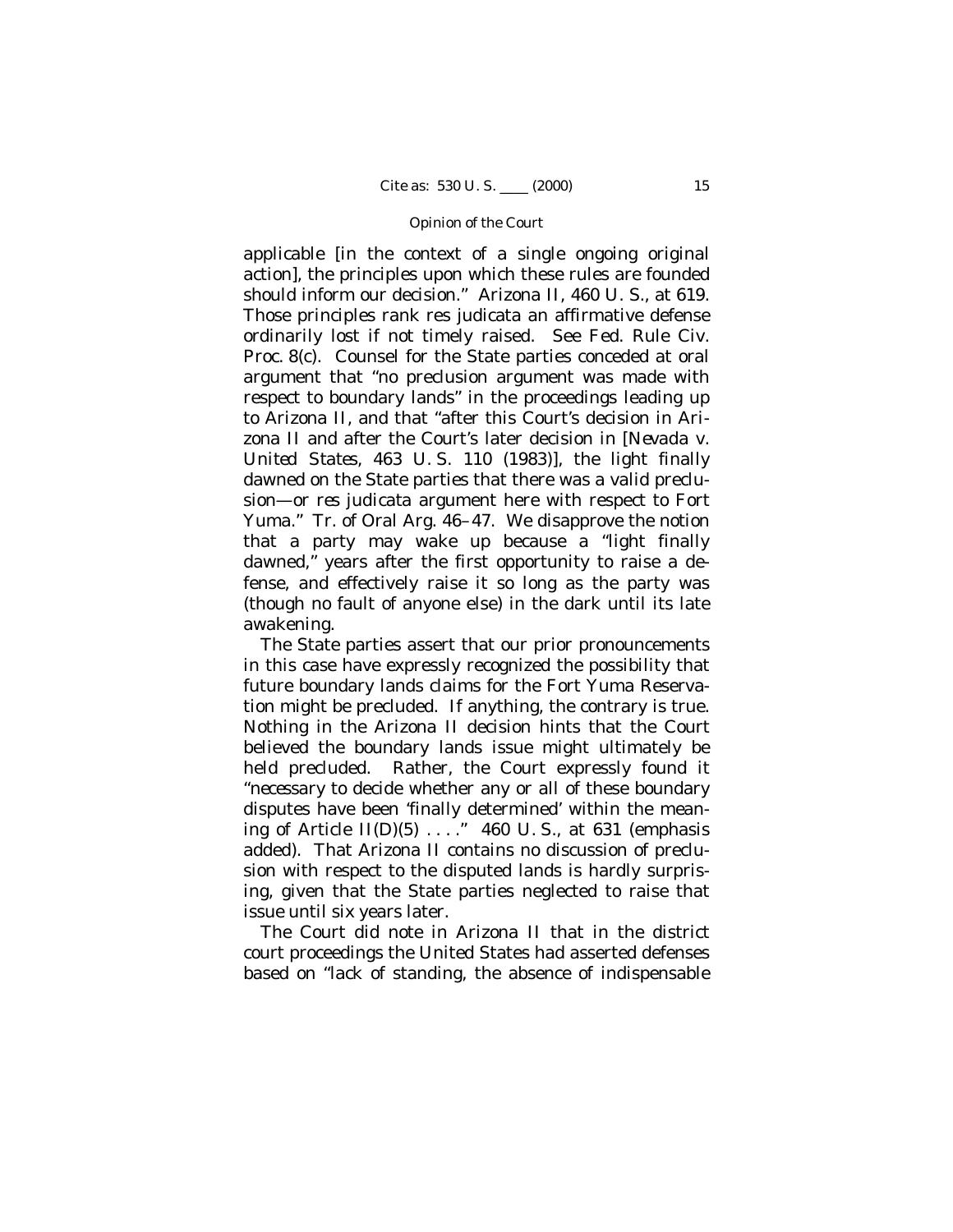applicable [in the context of a single ongoing original action], the principles upon which these rules are founded should inform our decision." *Arizona II*, 460 U. S., at 619. Those principles rank res judicata an affirmative defense ordinarily lost if not timely raised. See Fed. Rule Civ. Proc. 8(c). Counsel for the State parties conceded at oral argument that "no preclusion argument was made with respect to boundary lands" in the proceedings leading up to *Arizona II*, and that "after this Court's decision in *Arizona II* and after the Court's later decision in [*Nevada* v. *United States*, 463 U. S. 110 (1983)], the light finally dawned on the State parties that there was a valid preclusion—or res judicata argument here with respect to Fort Yuma." Tr. of Oral Arg. 46–47. We disapprove the notion that a party may wake up because a "light finally dawned," years after the first opportunity to raise a defense, and effectively raise it so long as the party was (though no fault of anyone else) in the dark until its late awakening.

The State parties assert that our prior pronouncements in this case have expressly recognized the possibility that future boundary lands claims for the Fort Yuma Reservation might be precluded. If anything, the contrary is true. Nothing in the *Arizona II* decision hints that the Court believed the boundary lands issue might ultimately be held precluded. Rather, the Court expressly found it "*necessary* to decide whether any or all of these boundary disputes have been 'finally determined' within the meaning of Article II(D)(5) . . . ." 460 U. S., at 631 (emphasis added). That *Arizona II* contains no discussion of preclusion with respect to the disputed lands is hardly surprising, given that the State parties neglected to raise that issue until six years later.

The Court did note in *Arizona II* that in the district court proceedings the United States had asserted defenses based on "lack of standing, the absence of indispensable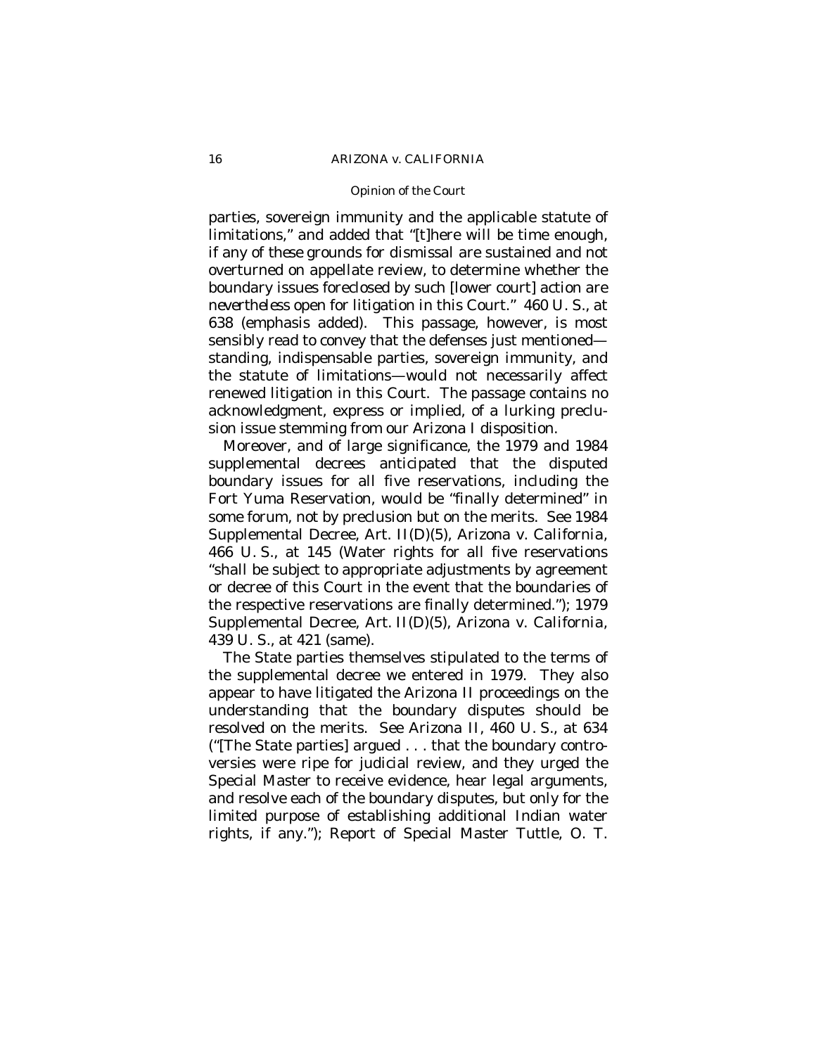parties, sovereign immunity and the applicable statute of limitations," and added that "[t]here will be time enough, if any of *these* grounds for dismissal are sustained and not overturned on appellate review, to determine whether the boundary issues foreclosed by such [lower court] action are *nevertheless* open for litigation in this Court." 460 U. S., at 638 (emphasis added). This passage, however, is most sensibly read to convey that the defenses just mentioned—standing, indispensable parties, sovereign immunity, and the statute of limitations—would not necessarily affect renewed litigation in this Court. The passage contains no acknowledgment, express or implied, of a lurking preclusion issue stemming from our *Arizona I* disposition.

Moreover, and of large significance, the 1979 and 1984 supplemental decrees anticipated that the disputed boundary issues for all five reservations, including the Fort Yuma Reservation, would be "finally determined" in some forum, not by preclusion but on the merits. See 1984 Supplemental Decree, Art. II(D)(5), *Arizona* v. *California*, 466 U. S., at 145 (Water rights for all five reservations "shall be subject to appropriate adjustments by agreement or decree of this Court in the event that the boundaries of the respective reservations are finally determined."); 1979 Supplemental Decree, Art. II(D)(5), *Arizona* v. *California*, 439 U. S., at 421 (same).

The State parties themselves stipulated to the terms of the supplemental decree we entered in 1979. They also appear to have litigated the *Arizona II* proceedings on the understanding that the boundary disputes should be resolved on the merits. See *Arizona II*, 460 U. S., at 634 ("[The State parties] argued . . . that the boundary controversies were ripe for judicial review, and they urged the Special Master to receive evidence, hear legal arguments, and resolve each of the boundary disputes, but only for the limited purpose of establishing additional Indian water rights, if any."); Report of Special Master Tuttle, O. T.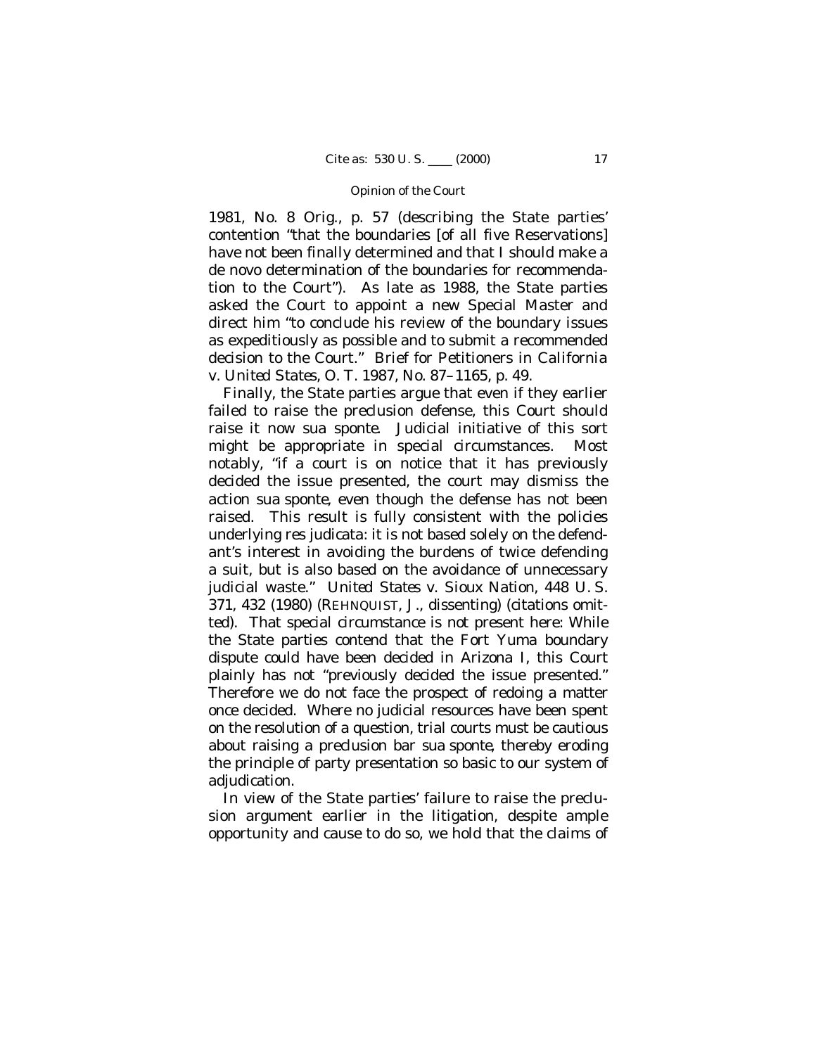1981, No. 8 Orig., p. 57 (describing the State parties' contention "that the boundaries [of all five Reservations] have not been finally determined and that I should make a de novo determination of the boundaries for recommendation to the Court"). As late as 1988, the State parties asked the Court to appoint a new Special Master and direct him "to conclude his review of the boundary issues as expeditiously as possible and to submit a recommended decision to the Court." Brief for Petitioners in *California* v. *United States*, O. T. 1987, No. 87–1165, p. 49.

Finally, the State parties argue that even if they earlier failed to raise the preclusion defense, this Court should raise it now *sua sponte*. Judicial initiative of this sort might be appropriate in special circumstances. Most notably, "if a court is on notice that it has previously decided the issue presented, the court may dismiss the action *sua sponte*, even though the defense has not been raised. This result is fully consistent with the policies underlying res judicata: it is not based solely on the defendant's interest in avoiding the burdens of twice defending a suit, but is also based on the avoidance of unnecessary judicial waste." *United States* v. *Sioux Nation*, 448 U. S. 371, 432 (1980) (REHNQUIST, J., dissenting) (citations omitted). That special circumstance is not present here: While the State parties contend that the Fort Yuma boundary dispute could have been decided in *Arizona I*, this Court plainly has not "previously decided the issue presented." Therefore we do not face the prospect of redoing a matter once decided. Where no judicial resources have been spent on the resolution of a question, trial courts must be cautious about raising a preclusion bar *sua sponte*, thereby eroding the principle of party presentation so basic to our system of adjudication.

In view of the State parties' failure to raise the preclusion argument earlier in the litigation, despite ample opportunity and cause to do so, we hold that the claims of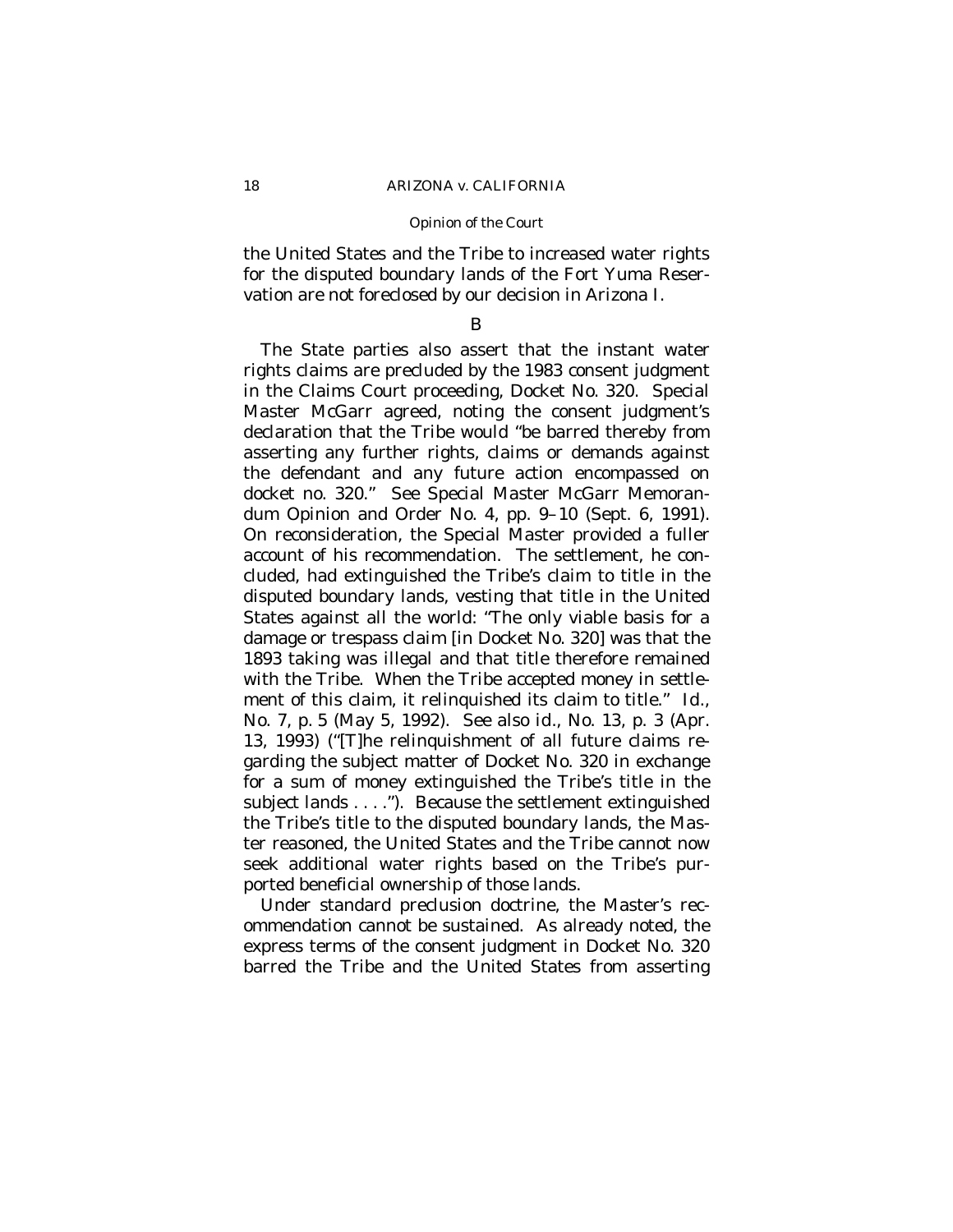the United States and the Tribe to increased water rights for the disputed boundary lands of the Fort Yuma Reservation are not foreclosed by our decision in *Arizona I*.

## B

The State parties also assert that the instant water rights claims are precluded by the 1983 consent judgment in the Claims Court proceeding, Docket No. 320. Special Master McGarr agreed, noting the consent judgment's declaration that the Tribe would "be barred thereby from asserting any further rights, claims or demands against the defendant and any future action encompassed on docket no. 320." See Special Master McGarr Memorandum Opinion and Order No. 4, pp. 9–10 (Sept. 6, 1991). On reconsideration, the Special Master provided a fuller account of his recommendation. The settlement, he concluded, had extinguished the Tribe's claim to title in the disputed boundary lands, vesting that title in the United States against all the world: "The only viable basis for a damage or trespass claim [in Docket No. 320] was that the 1893 taking was illegal and that title therefore remained with the Tribe. When the Tribe accepted money in settlement of this claim, it relinquished its claim to title." *Id.*, No. 7, p. 5 (May 5, 1992). See also *id.*, No. 13, p. 3 (Apr. 13, 1993) ("[T]he relinquishment of all future claims regarding the subject matter of Docket No. 320 in exchange for a sum of money extinguished the Tribe's title in the subject lands . . . ."). Because the settlement extinguished the Tribe's title to the disputed boundary lands, the Master reasoned, the United States and the Tribe cannot now seek additional water rights based on the Tribe's purported beneficial ownership of those lands.

Under standard preclusion doctrine, the Master's recommendation cannot be sustained. As already noted, the express terms of the consent judgment in Docket No. 320 barred the Tribe and the United States from asserting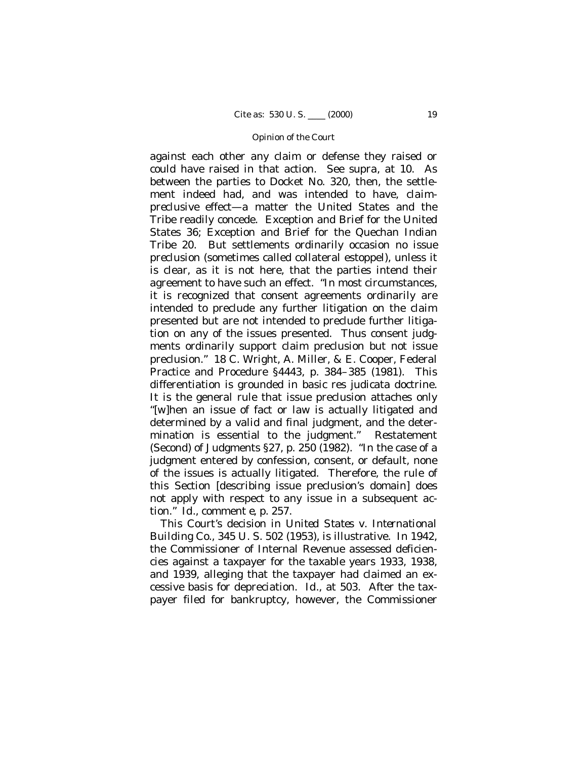against each other any claim or defense they raised or could have raised in that action. See *supra*, at 10. As between the parties to Docket No. 320, then, the settlement indeed had, and was intended to have, claim-preclusive effect—a matter the United States and the Tribe readily concede. Exception and Brief for the United States 36; Exception and Brief for the Quechan Indian Tribe 20. But settlements ordinarily occasion no issue preclusion (sometimes called collateral estoppel), unless it is clear, as it is not here, that the parties intend their agreement to have such an effect. "In most circumstances, it is recognized that consent agreements ordinarily are intended to preclude any further litigation on the claim presented but are not intended to preclude further litigation on any of the issues presented. Thus consent judgments ordinarily support claim preclusion but not issue preclusion." 18 C. Wright, A. Miller, & E. Cooper, Federal Practice and Procedure §4443, p. 384–385 (1981). This differentiation is grounded in basic res judicata doctrine. It is the general rule that issue preclusion attaches only "[w]hen an issue of fact or law is actually litigated and determined by a valid and final judgment, and the determination is essential to the judgment." Restatement (Second) of Judgments §27, p. 250 (1982). "In the case of a judgment entered by confession, consent, or default, none of the issues is actually litigated. Therefore, the rule of this Section [describing issue preclusion's domain] does not apply with respect to any issue in a subsequent action." *Id.*, comment *e*, p. 257.

This Court's decision in *United States* v. *International Building Co.*, 345 U. S. 502 (1953), is illustrative. In 1942, the Commissioner of Internal Revenue assessed deficiencies against a taxpayer for the taxable years 1933, 1938, and 1939, alleging that the taxpayer had claimed an excessive basis for depreciation. *Id.*, at 503. After the taxpayer filed for bankruptcy, however, the Commissioner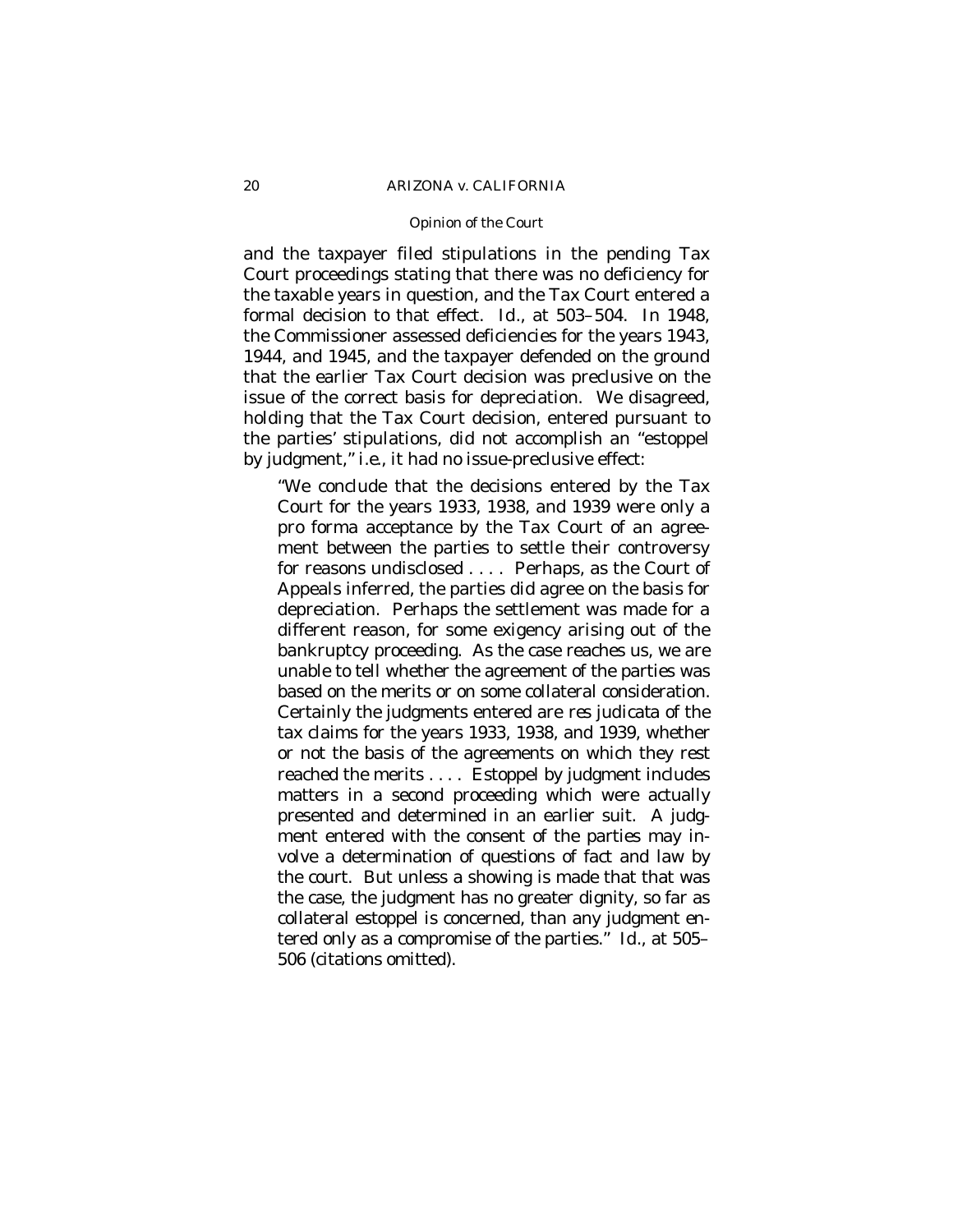and the taxpayer filed stipulations in the pending Tax Court proceedings stating that there was no deficiency for the taxable years in question, and the Tax Court entered a formal decision to that effect. *Id.*, at 503–504. In 1948, the Commissioner assessed deficiencies for the years 1943, 1944, and 1945, and the taxpayer defended on the ground that the earlier Tax Court decision was preclusive on the issue of the correct basis for depreciation. We disagreed, holding that the Tax Court decision, entered pursuant to the parties' stipulations, did not accomplish an "estoppel by judgment," *i.e.*, it had no issue-preclusive effect:

> "We conclude that the decisions entered by the Tax Court for the years 1933, 1938, and 1939 were only a pro forma acceptance by the Tax Court of an agreement between the parties to settle their controversy for reasons undisclosed . . . . Perhaps, as the Court of Appeals inferred, the parties did agree on the basis for depreciation. Perhaps the settlement was made for a different reason, for some exigency arising out of the bankruptcy proceeding. As the case reaches us, we are unable to tell whether the agreement of the parties was based on the merits or on some collateral consideration. Certainly the judgments entered are res judicata of the tax claims for the years 1933, 1938, and 1939, whether or not the basis of the agreements on which they rest reached the merits . . . . Estoppel by judgment includes matters in a second proceeding which were actually presented and determined in an earlier suit. A judgment entered with the consent of the parties may involve a determination of questions of fact and law by the court. But unless a showing is made that that was the case, the judgment has no greater dignity, so far as collateral estoppel is concerned, than any judgment entered only as a compromise of the parties." *Id.*, at 505–506 (citations omitted).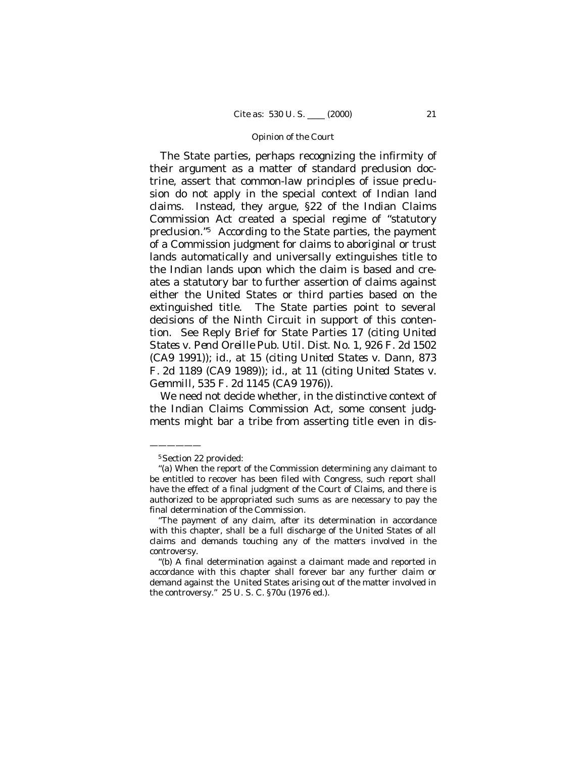The State parties, perhaps recognizing the infirmity of their argument as a matter of standard preclusion doctrine, assert that common-law principles of issue preclusion do not apply in the special context of Indian land claims. Instead, they argue, §22 of the Indian Claims Commission Act created a special regime of "statutory preclusion."[5] According to the State parties, the payment of a Commission judgment for claims to aboriginal or trust lands automatically and universally extinguishes title to the Indian lands upon which the claim is based and creates a statutory bar to further assertion of claims against either the United States or third parties based on the extinguished title. The State parties point to several decisions of the Ninth Circuit in support of this contention. See Reply Brief for State Parties 17 (citing *United States* v. *Pend Oreille Pub. Util. Dist. No. 1*, 926 F. 2d 1502 (CA9 1991)); *id.*, at 15 (citing *United States* v. *Dann*, 873 F. 2d 1189 (CA9 1989)); *id.*, at 11 (citing *United States* v. *Gemmill*, 535 F. 2d 1145 (CA9 1976)).

We need not decide whether, in the distinctive context of the Indian Claims Commission Act, some consent judgments might bar a tribe from asserting title even in dis-

---

[5] Section 22 provided:

"(a) When the report of the Commission determining any claimant to be entitled to recover has been filed with Congress, such report shall have the effect of a final judgment of the Court of Claims, and there is authorized to be appropriated such sums as are necessary to pay the final determination of the Commission.

"The payment of any claim, after its determination in accordance with this chapter, shall be a full discharge of the United States of all claims and demands touching any of the matters involved in the controversy.

"(b) A final determination against a claimant made and reported in accordance with this chapter shall forever bar any further claim or demand against the United States arising out of the matter involved in the controversy." 25 U. S. C. §70u (1976 ed.).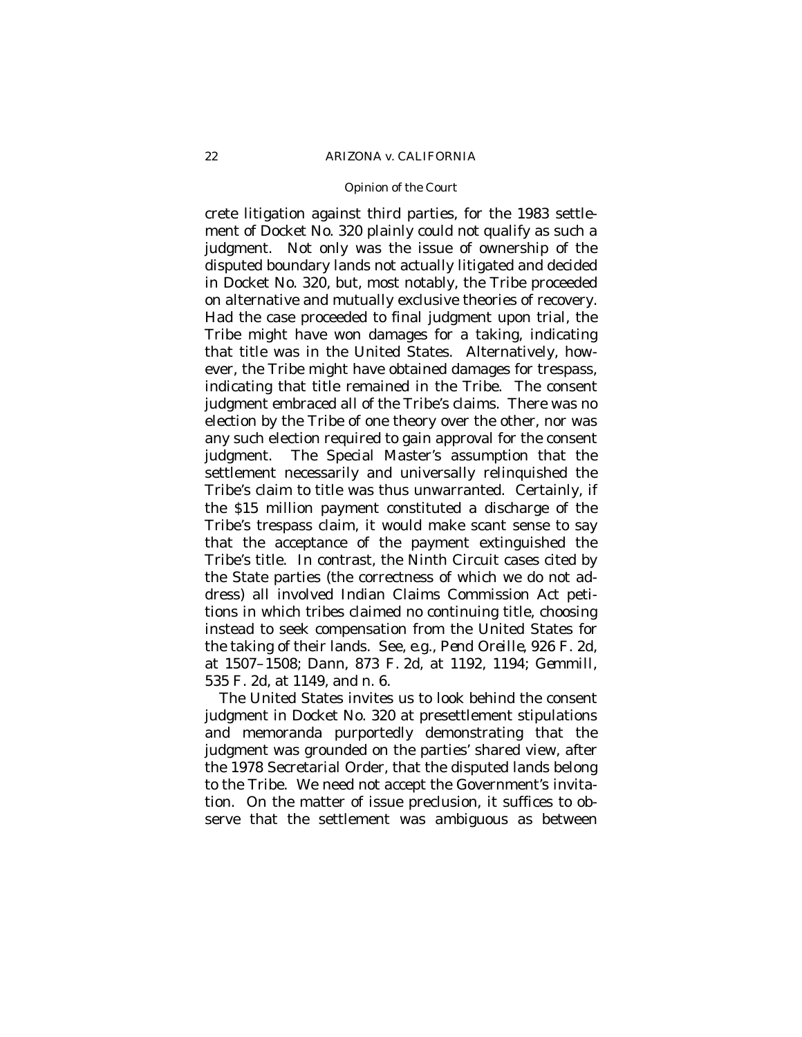crete litigation against third parties, for the 1983 settlement of Docket No. 320 plainly could not qualify as such a judgment. Not only was the issue of ownership of the disputed boundary lands not actually litigated and decided in Docket No. 320, but, most notably, the Tribe proceeded on alternative and mutually exclusive theories of recovery. Had the case proceeded to final judgment upon trial, the Tribe might have won damages for a taking, indicating that title was in the United States. Alternatively, however, the Tribe might have obtained damages for trespass, indicating that title remained in the Tribe. The consent judgment embraced all of the Tribe's claims. There was no election by the Tribe of one theory over the other, nor was any such election required to gain approval for the consent judgment. The Special Master's assumption that the settlement necessarily and universally relinquished the Tribe's claim to title was thus unwarranted. Certainly, if the $15 million payment constituted a discharge of the Tribe's trespass claim, it would make scant sense to say that the acceptance of the payment extinguished the Tribe's title. In contrast, the Ninth Circuit cases cited by the State parties (the correctness of which we do not address) all involved Indian Claims Commission Act petitions in which tribes claimed no continuing title, choosing instead to seek compensation from the United States for the taking of their lands. See, *e.g., Pend Oreille*, 926 F. 2d, at 1507–1508; *Dann*, 873 F. 2d, at 1192, 1194; *Gemmill*, 535 F. 2d, at 1149, and n. 6.

The United States invites us to look behind the consent judgment in Docket No. 320 at presettlement stipulations and memoranda purportedly demonstrating that the judgment was grounded on the parties' shared view, after the 1978 Secretarial Order, that the disputed lands belong to the Tribe. We need not accept the Government's invitation. On the matter of issue preclusion, it suffices to observe that the settlement was ambiguous as between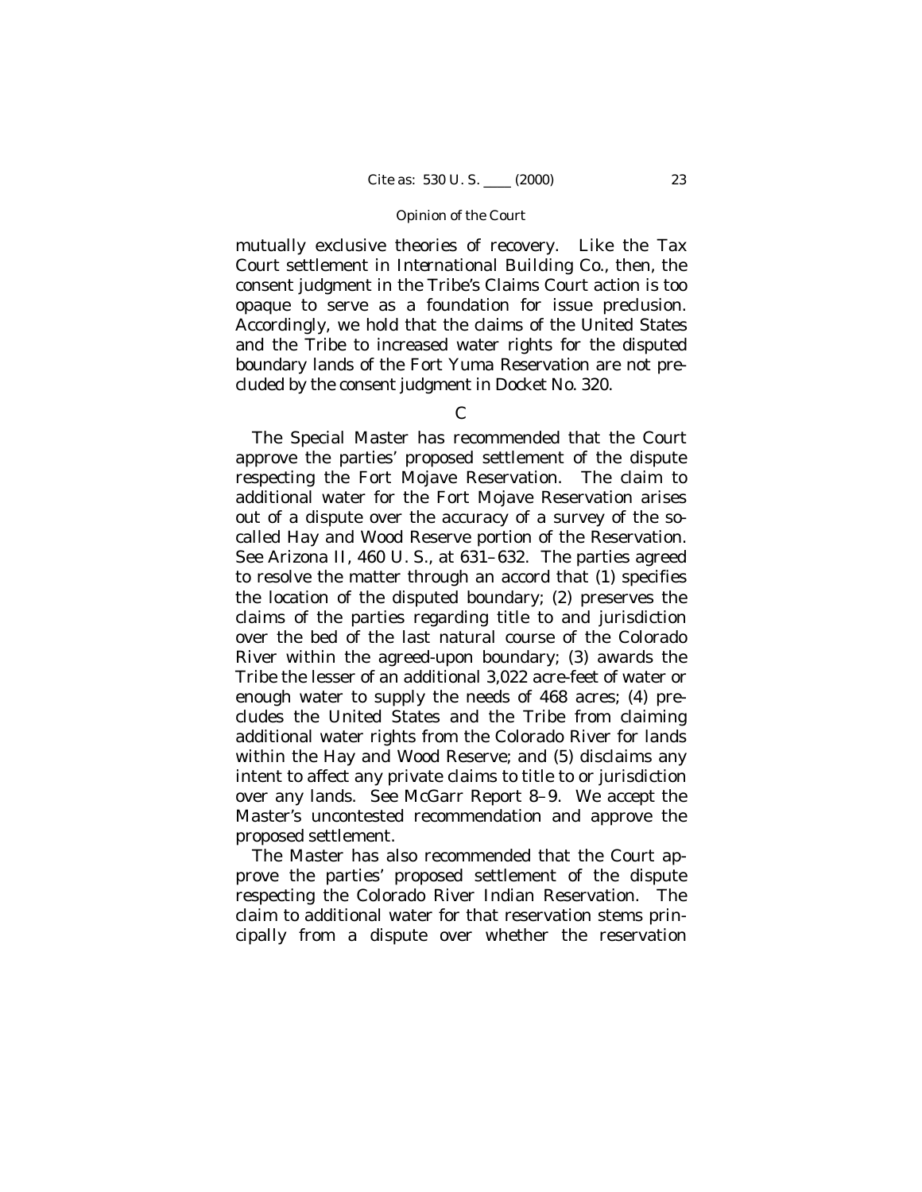mutually exclusive theories of recovery. Like the Tax Court settlement in *International Building Co.*, then, the consent judgment in the Tribe's Claims Court action is too opaque to serve as a foundation for issue preclusion. Accordingly, we hold that the claims of the United States and the Tribe to increased water rights for the disputed boundary lands of the Fort Yuma Reservation are not precluded by the consent judgment in Docket No. 320.

C

The Special Master has recommended that the Court approve the parties' proposed settlement of the dispute respecting the Fort Mojave Reservation. The claim to additional water for the Fort Mojave Reservation arises out of a dispute over the accuracy of a survey of the so-called Hay and Wood Reserve portion of the Reservation. See *Arizona II*, 460 U. S., at 631–632. The parties agreed to resolve the matter through an accord that (1) specifies the location of the disputed boundary; (2) preserves the claims of the parties regarding title to and jurisdiction over the bed of the last natural course of the Colorado River within the agreed-upon boundary; (3) awards the Tribe the lesser of an additional 3,022 acre-feet of water or enough water to supply the needs of 468 acres; (4) precludes the United States and the Tribe from claiming additional water rights from the Colorado River for lands within the Hay and Wood Reserve; and (5) disclaims any intent to affect any private claims to title to or jurisdiction over any lands. See McGarr Report 8–9. We accept the Master's uncontested recommendation and approve the proposed settlement.

The Master has also recommended that the Court approve the parties' proposed settlement of the dispute respecting the Colorado River Indian Reservation. The claim to additional water for that reservation stems principally from a dispute over whether the reservation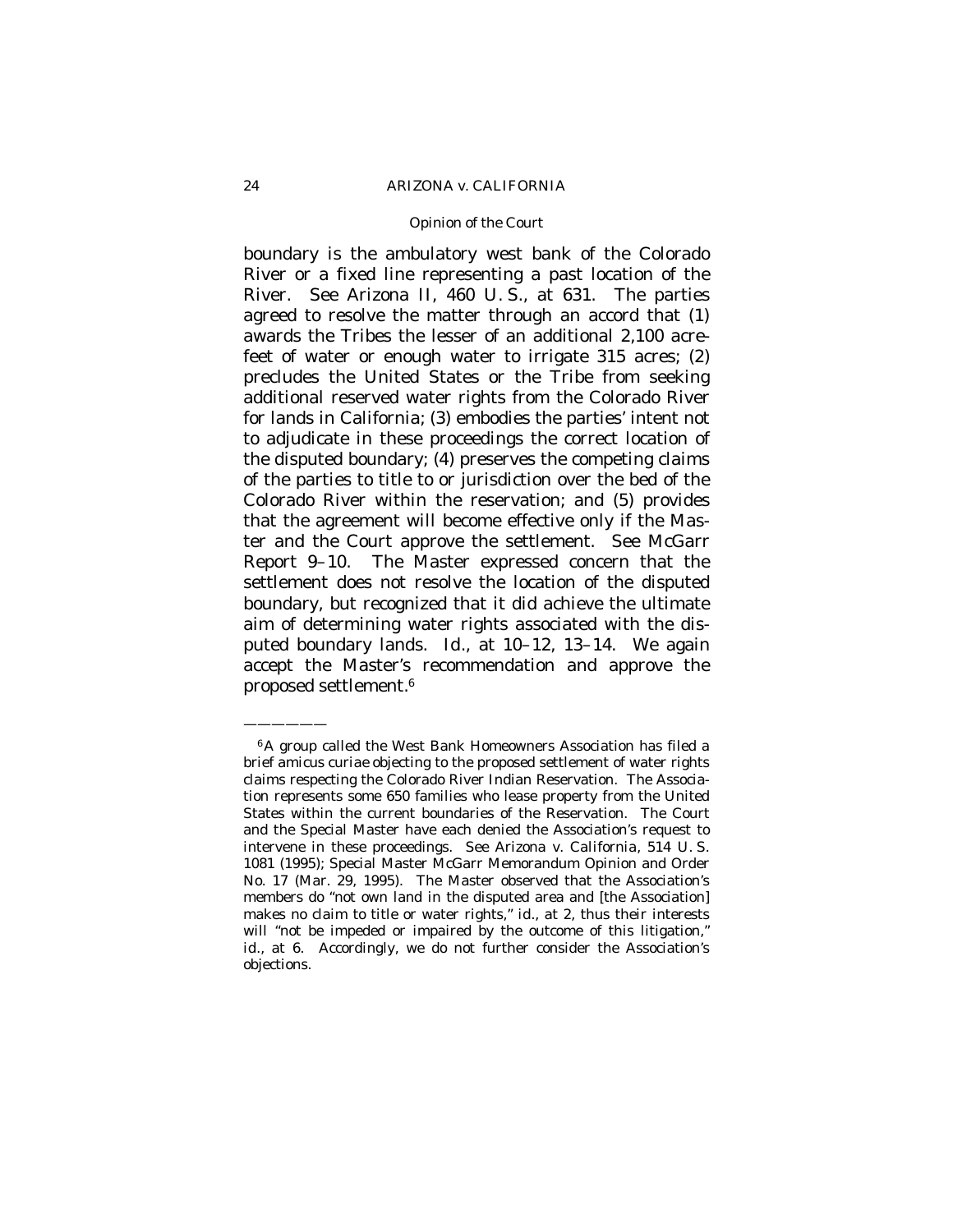boundary is the ambulatory west bank of the Colorado River or a fixed line representing a past location of the River. See *Arizona II*, 460 U. S., at 631. The parties agreed to resolve the matter through an accord that (1) awards the Tribes the lesser of an additional 2,100 acre-feet of water or enough water to irrigate 315 acres; (2) precludes the United States or the Tribe from seeking additional reserved water rights from the Colorado River for lands in California; (3) embodies the parties' intent not to adjudicate in these proceedings the correct location of the disputed boundary; (4) preserves the competing claims of the parties to title to or jurisdiction over the bed of the Colorado River within the reservation; and (5) provides that the agreement will become effective only if the Master and the Court approve the settlement. See McGarr Report 9–10. The Master expressed concern that the settlement does not resolve the location of the disputed boundary, but recognized that it did achieve the ultimate aim of determining water rights associated with the disputed boundary lands. *Id.*, at 10–12, 13–14. We again accept the Master's recommendation and approve the proposed settlement.[6]

---

[6] A group called the West Bank Homeowners Association has filed a brief *amicus curiae* objecting to the proposed settlement of water rights claims respecting the Colorado River Indian Reservation. The Association represents some 650 families who lease property from the United States within the current boundaries of the Reservation. The Court and the Special Master have each denied the Association's request to intervene in these proceedings. See *Arizona* v. *California*, 514 U. S. 1081 (1995); Special Master McGarr Memorandum Opinion and Order No. 17 (Mar. 29, 1995). The Master observed that the Association's members do "not own land in the disputed area and [the Association] makes no claim to title or water rights," *id.*, at 2, thus their interests will "not be impeded or impaired by the outcome of this litigation," *id.*, at 6. Accordingly, we do not further consider the Association's objections.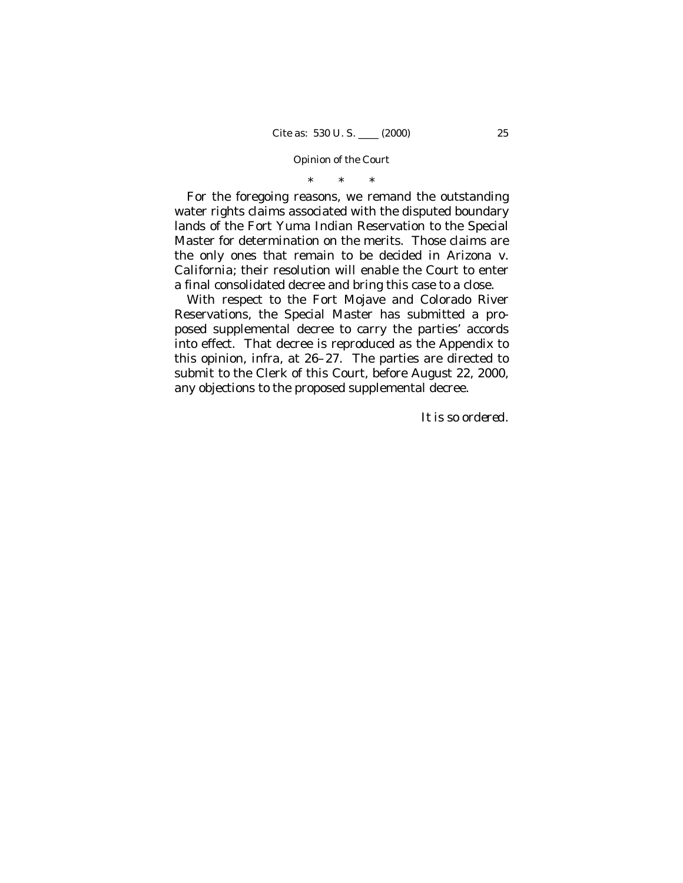\* \* \*

For the foregoing reasons, we remand the outstanding water rights claims associated with the disputed boundary lands of the Fort Yuma Indian Reservation to the Special Master for determination on the merits. Those claims are the only ones that remain to be decided in *Arizona* v. *California*; their resolution will enable the Court to enter a final consolidated decree and bring this case to a close.

With respect to the Fort Mojave and Colorado River Reservations, the Special Master has submitted a proposed supplemental decree to carry the parties' accords into effect. That decree is reproduced as the Appendix to this opinion, *infra*, at 26–27. The parties are directed to submit to the Clerk of this Court, before August 22, 2000, any objections to the proposed supplemental decree.

*It is so ordered.*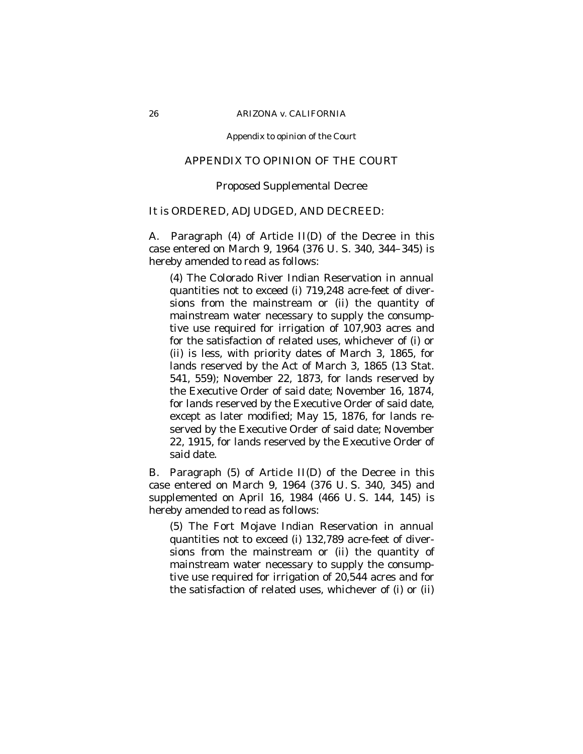## APPENDIX TO OPINION OF THE COURT

### Proposed Supplemental Decree

It is ORDERED, ADJUDGED, AND DECREED:

A. Paragraph (4) of Article II(D) of the Decree in this case entered on March 9, 1964 (376 U. S. 340, 344–345) is hereby amended to read as follows:

> (4) The Colorado River Indian Reservation in annual quantities not to exceed (i) 719,248 acre-feet of diversions from the mainstream or (ii) the quantity of mainstream water necessary to supply the consumptive use required for irrigation of 107,903 acres and for the satisfaction of related uses, whichever of (i) or (ii) is less, with priority dates of March 3, 1865, for lands reserved by the Act of March 3, 1865 (13 Stat. 541, 559); November 22, 1873, for lands reserved by the Executive Order of said date; November 16, 1874, for lands reserved by the Executive Order of said date, except as later modified; May 15, 1876, for lands reserved by the Executive Order of said date; November 22, 1915, for lands reserved by the Executive Order of said date.

B. Paragraph (5) of Article II(D) of the Decree in this case entered on March 9, 1964 (376 U. S. 340, 345) and supplemented on April 16, 1984 (466 U. S. 144, 145) is hereby amended to read as follows:

> (5) The Fort Mojave Indian Reservation in annual quantities not to exceed (i) 132,789 acre-feet of diversions from the mainstream or (ii) the quantity of mainstream water necessary to supply the consumptive use required for irrigation of 20,544 acres and for the satisfaction of related uses, whichever of (i) or (ii)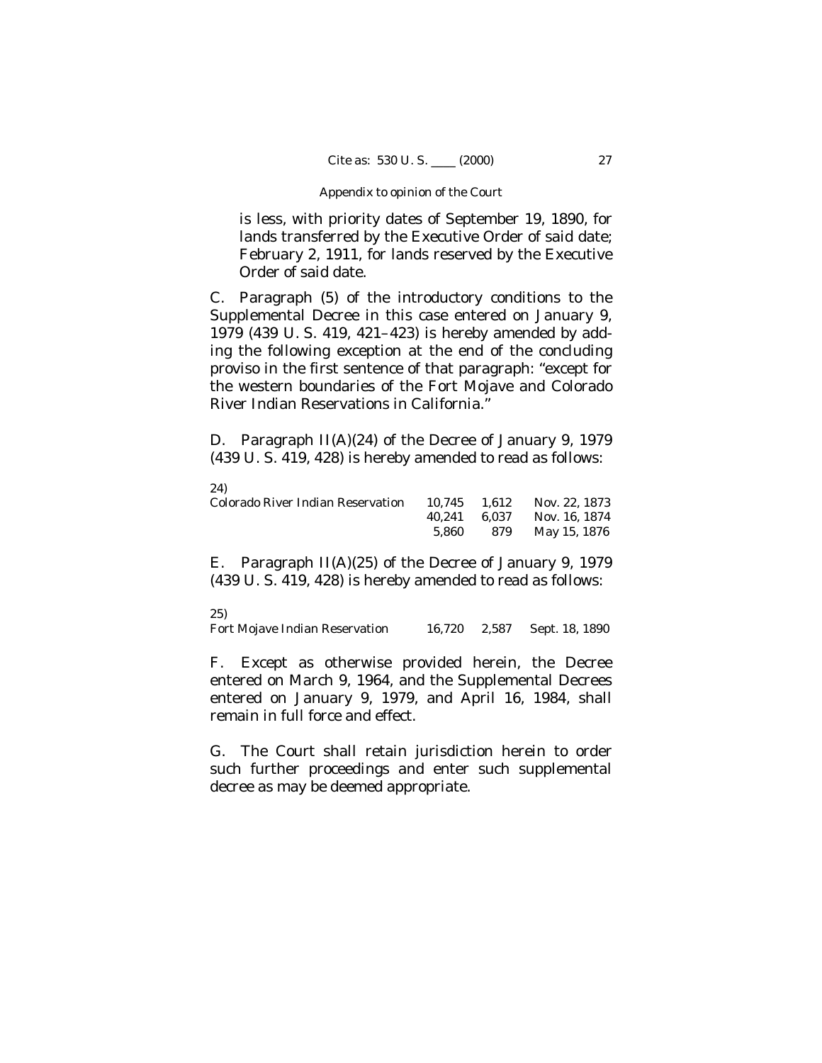is less, with priority dates of September 19, 1890, for lands transferred by the Executive Order of said date; February 2, 1911, for lands reserved by the Executive Order of said date.

C. Paragraph (5) of the introductory conditions to the Supplemental Decree in this case entered on January 9, 1979 (439 U. S. 419, 421–423) is hereby amended by adding the following exception at the end of the concluding proviso in the first sentence of that paragraph: "except for the western boundaries of the Fort Mojave and Colorado River Indian Reservations in California."

D. Paragraph II(A)(24) of the Decree of January 9, 1979 (439 U. S. 419, 428) is hereby amended to read as follows:

| | | | |
|---|---|---|---|
| 24) Colorado River Indian Reservation | 10,745 | 1,612 | Nov. 22, 1873 |
| | 40,241 | 6,037 | Nov. 16, 1874 |
| | 5,860 | 879 | May 15, 1876 |

E. Paragraph II(A)(25) of the Decree of January 9, 1979 (439 U. S. 419, 428) is hereby amended to read as follows:

| | | | |
|---|---|---|---|
| 25) Fort Mojave Indian Reservation | 16,720 | 2,587 | Sept. 18, 1890 |

F. Except as otherwise provided herein, the Decree entered on March 9, 1964, and the Supplemental Decrees entered on January 9, 1979, and April 16, 1984, shall remain in full force and effect.

G. The Court shall retain jurisdiction herein to order such further proceedings and enter such supplemental decree as may be deemed appropriate.